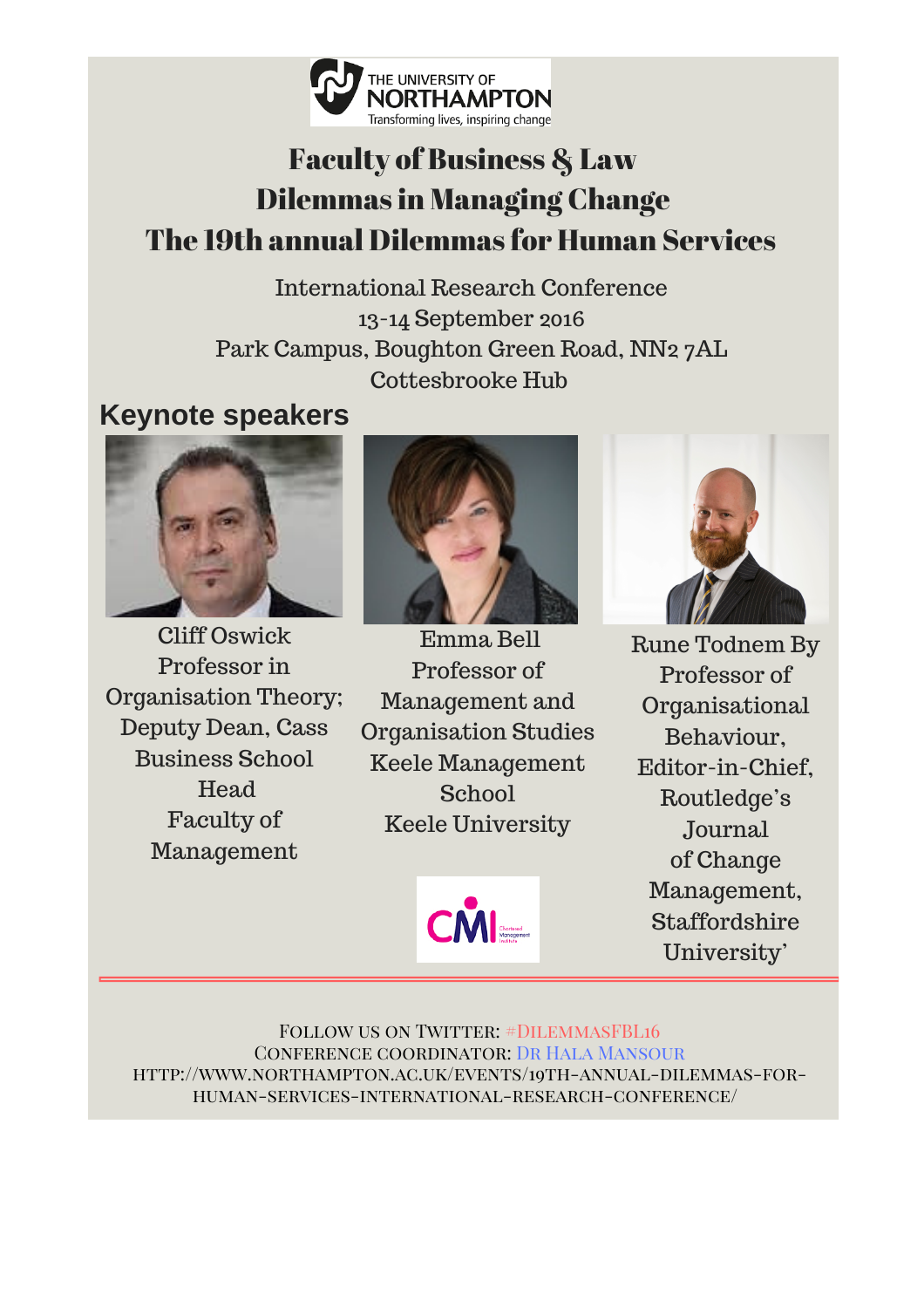THE UNIVERSITY OF NORTHAMPTON
Transforming lives, inspiring change

# Faculty of Business & Law
# Dilemmas in Managing Change
# The 19th annual Dilemmas for Human Services

International Research Conference
13-14 September 2016
Park Campus, Boughton Green Road, NN2 7AL
Cottesbrooke Hub

## Keynote speakers

Cliff Oswick
Professor in Organisation Theory; Deputy Dean, Cass Business School
Head
Faculty of Management

Emma Bell
Professor of Management and Organisation Studies
Keele Management School
Keele University

Rune Todnem By
Professor of Organisational Behaviour, Editor-in-Chief, Routledge's Journal of Change Management, Staffordshire University'

CMI Chartered Management Institute

FOLLOW US ON TWITTER: #DILEMMASFBL16
CONFERENCE COORDINATOR: DR HALA MANSOUR
HTTP://WWW.NORTHAMPTON.AC.UK/EVENTS/19TH-ANNUAL-DILEMMAS-FOR-HUMAN-SERVICES-INTERNATIONAL-RESEARCH-CONFERENCE/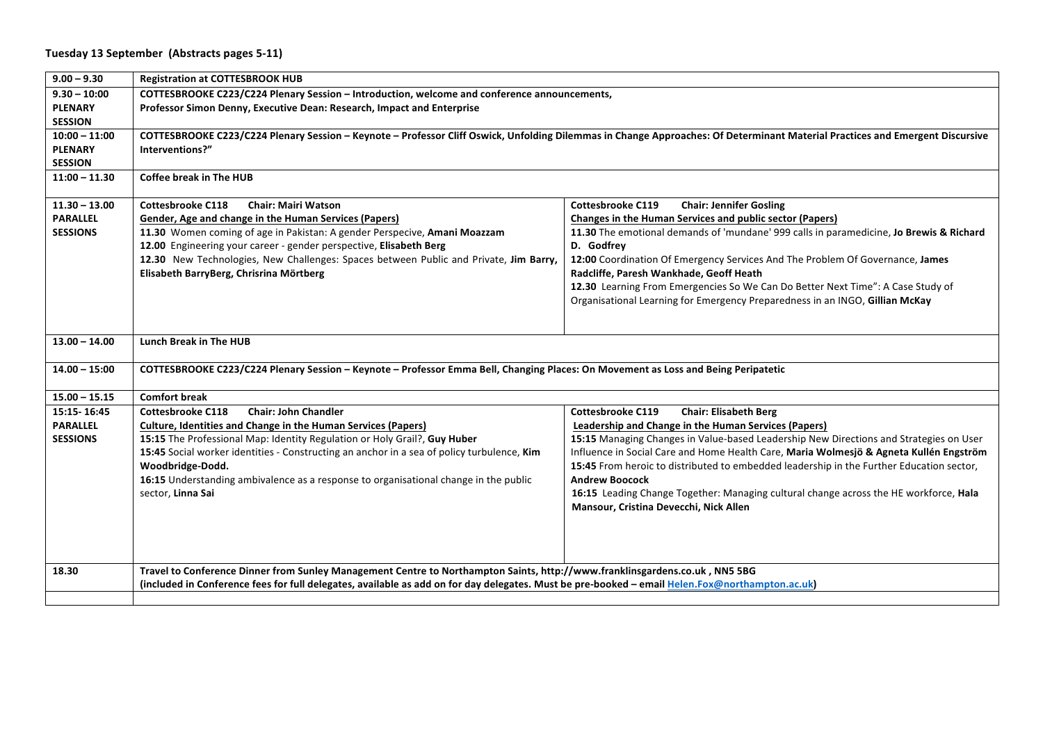## Tuesday 13 September (Abstracts pages 5-11)

| | | |
|---|---|---|
| 9.00 – 9.30 | **Registration at COTTESBROOK HUB** | |
| 9.30 – 10:00 PLENARY SESSION | **COTTESBROOKE C223/C224 Plenary Session – Introduction, welcome and conference announcements, Professor Simon Denny, Executive Dean: Research, Impact and Enterprise** | |
| 10:00 – 11:00 PLENARY SESSION | **COTTESBROOKE C223/C224 Plenary Session – Keynote – Professor Cliff Oswick, Unfolding Dilemmas in Change Approaches: Of Determinant Material Practices and Emergent Discursive Interventions?"** | |
| 11:00 – 11.30 | **Coffee break in The HUB** | |
| 11.30 – 13.00 PARALLEL SESSIONS | **Cottesbrooke C118 Chair: Mairi Watson**<br>**Gender, Age and change in the Human Services (Papers)**<br>**11.30** Women coming of age in Pakistan: A gender Perspecive, **Amani Moazzam**<br>**12.00** Engineering your career - gender perspective, **Elisabeth Berg**<br>**12.30** New Technologies, New Challenges: Spaces between Public and Private, **Jim Barry, Elisabeth BarryBerg, Chrisrina Mörtberg** | **Cottesbrooke C119 Chair: Jennifer Gosling**<br>**Changes in the Human Services and public sector (Papers)**<br>**11.30** The emotional demands of 'mundane' 999 calls in paramedicine, **Jo Brewis & Richard D. Godfrey**<br>**12:00** Coordination Of Emergency Services And The Problem Of Governance, **James Radcliffe, Paresh Wankhade, Geoff Heath**<br>**12.30** Learning From Emergencies So We Can Do Better Next Time": A Case Study of Organisational Learning for Emergency Preparedness in an INGO, **Gillian McKay** |
| 13.00 – 14.00 | **Lunch Break in The HUB** | |
| 14.00 – 15:00 | **COTTESBROOKE C223/C224 Plenary Session – Keynote – Professor Emma Bell, Changing Places: On Movement as Loss and Being Peripatetic** | |
| 15.00 – 15.15 | **Comfort break** | |
| 15:15- 16:45 PARALLEL SESSIONS | **Cottesbrooke C118 Chair: John Chandler**<br>**Culture, Identities and Change in the Human Services (Papers)**<br>**15:15** The Professional Map: Identity Regulation or Holy Grail?, **Guy Huber**<br>**15:45** Social worker identities - Constructing an anchor in a sea of policy turbulence, **Kim Woodbridge-Dodd.**<br>**16:15** Understanding ambivalence as a response to organisational change in the public sector, **Linna Sai** | **Cottesbrooke C119 Chair: Elisabeth Berg**<br>**Leadership and Change in the Human Services (Papers)**<br>**15:15** Managing Changes in Value-based Leadership New Directions and Strategies on User Influence in Social Care and Home Health Care, **Maria Wolmesjö & Agneta Kullén Engström**<br>**15:45** From heroic to distributed to embedded leadership in the Further Education sector, **Andrew Boocock**<br>**16:15** Leading Change Together: Managing cultural change across the HE workforce, **Hala Mansour, Cristina Devecchi, Nick Allen** |
| 18.30 | **Travel to Conference Dinner from Sunley Management Centre to Northampton Saints, http://www.franklinsgardens.co.uk , NN5 5BG (included in Conference fees for full delegates, available as add on for day delegates. Must be pre-booked – email Helen.Fox@northampton.ac.uk)** | |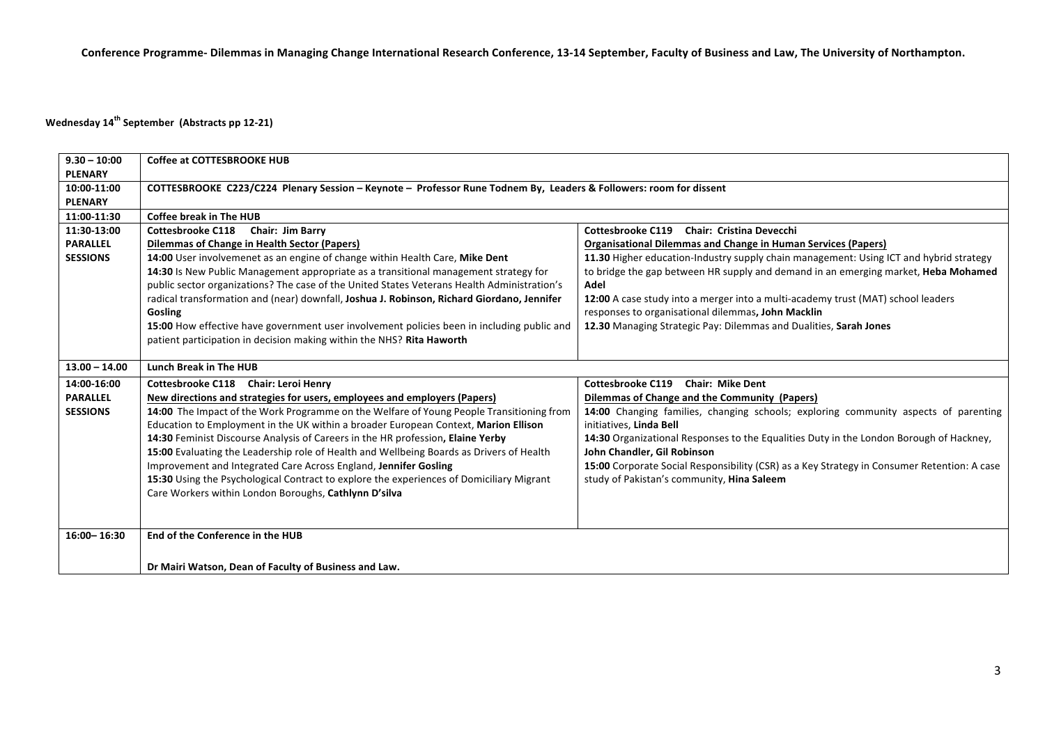**Conference Programme- Dilemmas in Managing Change International Research Conference, 13-14 September, Faculty of Business and Law, The University of Northampton.**

**Wednesday 14th September (Abstracts pp 12-21)**

| | | |
|---|---|---|
| **9.30 – 10:00 PLENARY** | **Coffee at COTTESBROOKE HUB** | |
| **10:00-11:00 PLENARY** | **COTTESBROOKE C223/C224 Plenary Session – Keynote – Professor Rune Todnem By, Leaders & Followers: room for dissent** | |
| **11:00-11:30** | **Coffee break in The HUB** | |
| **11:30-13:00 PARALLEL SESSIONS** | **Cottesbrooke C118 Chair: Jim Barry**<br>**Dilemmas of Change in Health Sector (Papers)**<br>**14:00** User involvemenet as an engine of change within Health Care, **Mike Dent**<br>**14:30** Is New Public Management appropriate as a transitional management strategy for public sector organizations? The case of the United States Veterans Health Administration's radical transformation and (near) downfall, **Joshua J. Robinson, Richard Giordano, Jennifer Gosling**<br>**15:00** How effective have government user involvement policies been in including public and patient participation in decision making within the NHS? **Rita Haworth** | **Cottesbrooke C119 Chair: Cristina Devecchi**<br>**Organisational Dilemmas and Change in Human Services (Papers)**<br>**11.30** Higher education-Industry supply chain management: Using ICT and hybrid strategy to bridge the gap between HR supply and demand in an emerging market, **Heba Mohamed Adel**<br>**12:00** A case study into a merger into a multi-academy trust (MAT) school leaders responses to organisational dilemmas**, John Macklin**<br>**12.30** Managing Strategic Pay: Dilemmas and Dualities, **Sarah Jones** |
| **13.00 – 14.00** | **Lunch Break in The HUB** | |
| **14:00-16:00 PARALLEL SESSIONS** | **Cottesbrooke C118 Chair: Leroi Henry**<br>**New directions and strategies for users, employees and employers (Papers)**<br>**14:00** The Impact of the Work Programme on the Welfare of Young People Transitioning from Education to Employment in the UK within a broader European Context, **Marion Ellison**<br>**14:30** Feminist Discourse Analysis of Careers in the HR profession**, Elaine Yerby**<br>**15:00** Evaluating the Leadership role of Health and Wellbeing Boards as Drivers of Health Improvement and Integrated Care Across England, **Jennifer Gosling**<br>**15:30** Using the Psychological Contract to explore the experiences of Domiciliary Migrant Care Workers within London Boroughs, **Cathlynn D'silva** | **Cottesbrooke C119 Chair: Mike Dent**<br>**Dilemmas of Change and the Community (Papers)**<br>**14:00** Changing families, changing schools; exploring community aspects of parenting initiatives, **Linda Bell**<br>**14:30** Organizational Responses to the Equalities Duty in the London Borough of Hackney, **John Chandler, Gil Robinson**<br>**15:00** Corporate Social Responsibility (CSR) as a Key Strategy in Consumer Retention: A case study of Pakistan's community, **Hina Saleem** |
| **16:00– 16:30** | **End of the Conference in the HUB**<br><br>**Dr Mairi Watson, Dean of Faculty of Business and Law.** | |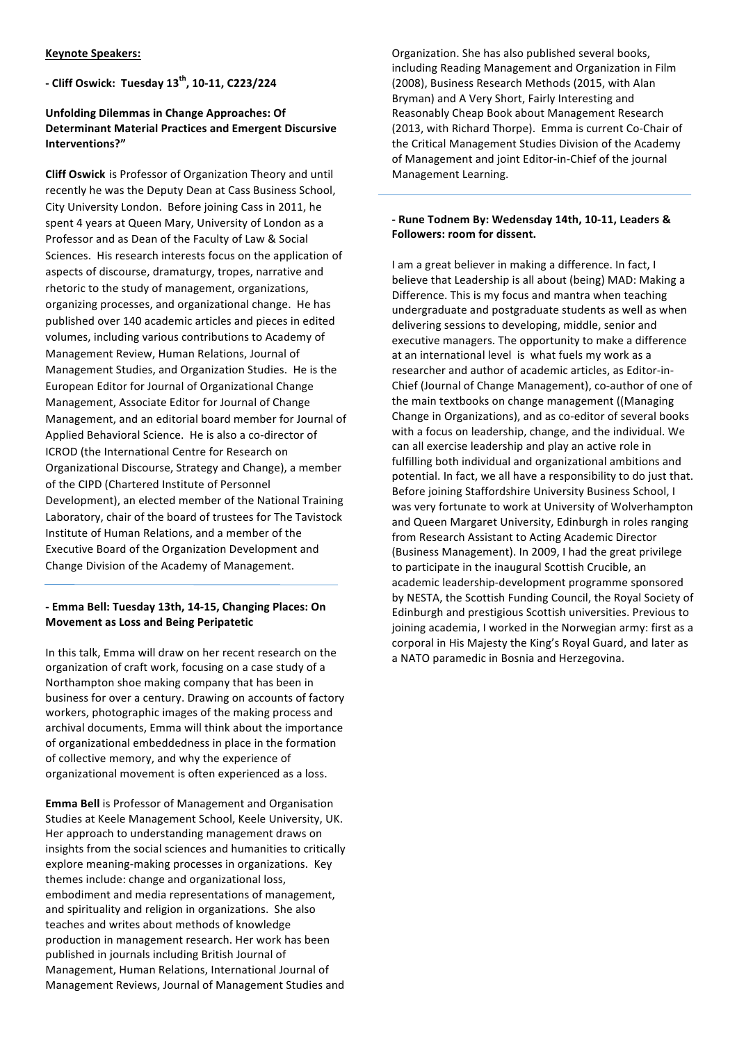**Keynote Speakers:**

**- Cliff Oswick: Tuesday 13th, 10-11, C223/224**

**Unfolding Dilemmas in Change Approaches: Of Determinant Material Practices and Emergent Discursive Interventions?"**

**Cliff Oswick** is Professor of Organization Theory and until recently he was the Deputy Dean at Cass Business School, City University London. Before joining Cass in 2011, he spent 4 years at Queen Mary, University of London as a Professor and as Dean of the Faculty of Law & Social Sciences. His research interests focus on the application of aspects of discourse, dramaturgy, tropes, narrative and rhetoric to the study of management, organizations, organizing processes, and organizational change. He has published over 140 academic articles and pieces in edited volumes, including various contributions to Academy of Management Review, Human Relations, Journal of Management Studies, and Organization Studies. He is the European Editor for Journal of Organizational Change Management, Associate Editor for Journal of Change Management, and an editorial board member for Journal of Applied Behavioral Science. He is also a co-director of ICROD (the International Centre for Research on Organizational Discourse, Strategy and Change), a member of the CIPD (Chartered Institute of Personnel Development), an elected member of the National Training Laboratory, chair of the board of trustees for The Tavistock Institute of Human Relations, and a member of the Executive Board of the Organization Development and Change Division of the Academy of Management.

**- Emma Bell: Tuesday 13th, 14-15, Changing Places: On Movement as Loss and Being Peripatetic**

In this talk, Emma will draw on her recent research on the organization of craft work, focusing on a case study of a Northampton shoe making company that has been in business for over a century. Drawing on accounts of factory workers, photographic images of the making process and archival documents, Emma will think about the importance of organizational embeddedness in place in the formation of collective memory, and why the experience of organizational movement is often experienced as a loss.

**Emma Bell** is Professor of Management and Organisation Studies at Keele Management School, Keele University, UK. Her approach to understanding management draws on insights from the social sciences and humanities to critically explore meaning-making processes in organizations. Key themes include: change and organizational loss, embodiment and media representations of management, and spirituality and religion in organizations. She also teaches and writes about methods of knowledge production in management research. Her work has been published in journals including British Journal of Management, Human Relations, International Journal of Management Reviews, Journal of Management Studies and Organization. She has also published several books, including Reading Management and Organization in Film (2008), Business Research Methods (2015, with Alan Bryman) and A Very Short, Fairly Interesting and Reasonably Cheap Book about Management Research (2013, with Richard Thorpe). Emma is current Co-Chair of the Critical Management Studies Division of the Academy of Management and joint Editor-in-Chief of the journal Management Learning.

**- Rune Todnem By: Wedensday 14th, 10-11, Leaders & Followers: room for dissent.**

I am a great believer in making a difference. In fact, I believe that Leadership is all about (being) MAD: Making a Difference. This is my focus and mantra when teaching undergraduate and postgraduate students as well as when delivering sessions to developing, middle, senior and executive managers. The opportunity to make a difference at an international level is what fuels my work as a researcher and author of academic articles, as Editor-in-Chief (Journal of Change Management), co-author of one of the main textbooks on change management ((Managing Change in Organizations), and as co-editor of several books with a focus on leadership, change, and the individual. We can all exercise leadership and play an active role in fulfilling both individual and organizational ambitions and potential. In fact, we all have a responsibility to do just that. Before joining Staffordshire University Business School, I was very fortunate to work at University of Wolverhampton and Queen Margaret University, Edinburgh in roles ranging from Research Assistant to Acting Academic Director (Business Management). In 2009, I had the great privilege to participate in the inaugural Scottish Crucible, an academic leadership-development programme sponsored by NESTA, the Scottish Funding Council, the Royal Society of Edinburgh and prestigious Scottish universities. Previous to joining academia, I worked in the Norwegian army: first as a corporal in His Majesty the King's Royal Guard, and later as a NATO paramedic in Bosnia and Herzegovina.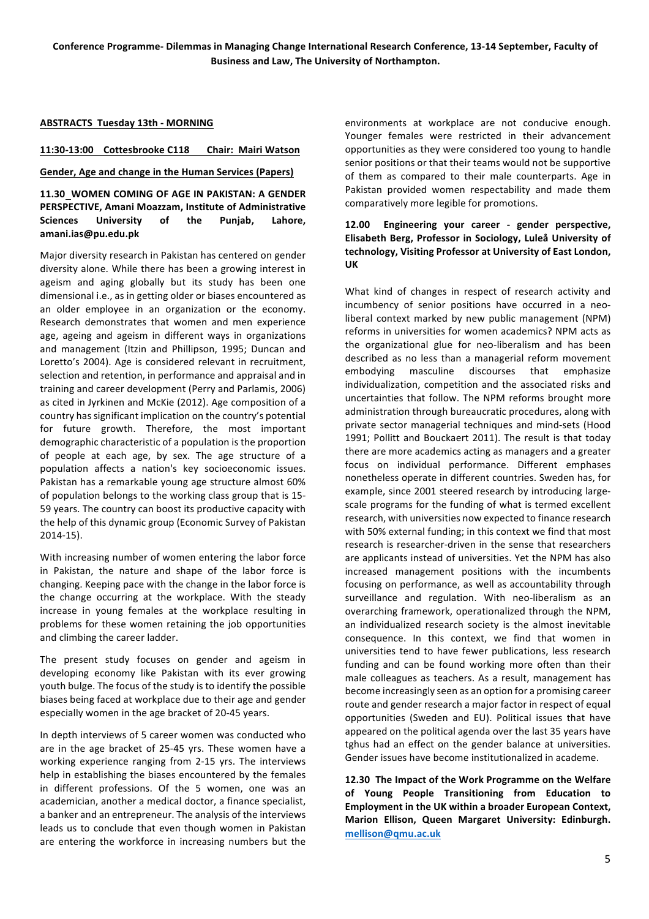**ABSTRACTS Tuesday 13th - MORNING**

**11:30-13:00 Cottesbrooke C118 Chair: Mairi Watson**

**Gender, Age and change in the Human Services (Papers)**

**11.30 WOMEN COMING OF AGE IN PAKISTAN: A GENDER PERSPECTIVE, Amani Moazzam, Institute of Administrative Sciences University of the Punjab, Lahore, amani.ias@pu.edu.pk**

Major diversity research in Pakistan has centered on gender diversity alone. While there has been a growing interest in ageism and aging globally but its study has been one dimensional i.e., as in getting older or biases encountered as an older employee in an organization or the economy. Research demonstrates that women and men experience age, ageing and ageism in different ways in organizations and management (Itzin and Phillipson, 1995; Duncan and Loretto's 2004). Age is considered relevant in recruitment, selection and retention, in performance and appraisal and in training and career development (Perry and Parlamis, 2006) as cited in Jyrkinen and McKie (2012). Age composition of a country has significant implication on the country's potential for future growth. Therefore, the most important demographic characteristic of a population is the proportion of people at each age, by sex. The age structure of a population affects a nation's key socioeconomic issues. Pakistan has a remarkable young age structure almost 60% of population belongs to the working class group that is 15-59 years. The country can boost its productive capacity with the help of this dynamic group (Economic Survey of Pakistan 2014-15).

With increasing number of women entering the labor force in Pakistan, the nature and shape of the labor force is changing. Keeping pace with the change in the labor force is the change occurring at the workplace. With the steady increase in young females at the workplace resulting in problems for these women retaining the job opportunities and climbing the career ladder.

The present study focuses on gender and ageism in developing economy like Pakistan with its ever growing youth bulge. The focus of the study is to identify the possible biases being faced at workplace due to their age and gender especially women in the age bracket of 20-45 years.

In depth interviews of 5 career women was conducted who are in the age bracket of 25-45 yrs. These women have a working experience ranging from 2-15 yrs. The interviews help in establishing the biases encountered by the females in different professions. Of the 5 women, one was an academician, another a medical doctor, a finance specialist, a banker and an entrepreneur. The analysis of the interviews leads us to conclude that even though women in Pakistan are entering the workforce in increasing numbers but the environments at workplace are not conducive enough. Younger females were restricted in their advancement opportunities as they were considered too young to handle senior positions or that their teams would not be supportive of them as compared to their male counterparts. Age in Pakistan provided women respectability and made them comparatively more legible for promotions.

**12.00 Engineering your career - gender perspective, Elisabeth Berg, Professor in Sociology, Luleå University of technology, Visiting Professor at University of East London, UK**

What kind of changes in respect of research activity and incumbency of senior positions have occurred in a neo-liberal context marked by new public management (NPM) reforms in universities for women academics? NPM acts as the organizational glue for neo-liberalism and has been described as no less than a managerial reform movement embodying masculine discourses that emphasize individualization, competition and the associated risks and uncertainties that follow. The NPM reforms brought more administration through bureaucratic procedures, along with private sector managerial techniques and mind-sets (Hood 1991; Pollitt and Bouckaert 2011). The result is that today there are more academics acting as managers and a greater focus on individual performance. Different emphases nonetheless operate in different countries. Sweden has, for example, since 2001 steered research by introducing large-scale programs for the funding of what is termed excellent research, with universities now expected to finance research with 50% external funding; in this context we find that most research is researcher-driven in the sense that researchers are applicants instead of universities. Yet the NPM has also increased management positions with the incumbents focusing on performance, as well as accountability through surveillance and regulation. With neo-liberalism as an overarching framework, operationalized through the NPM, an individualized research society is the almost inevitable consequence. In this context, we find that women in universities tend to have fewer publications, less research funding and can be found working more often than their male colleagues as teachers. As a result, management has become increasingly seen as an option for a promising career route and gender research a major factor in respect of equal opportunities (Sweden and EU). Political issues that have appeared on the political agenda over the last 35 years have tghus had an effect on the gender balance at universities. Gender issues have become institutionalized in academe.

**12.30 The Impact of the Work Programme on the Welfare of Young People Transitioning from Education to Employment in the UK within a broader European Context, Marion Ellison, Queen Margaret University: Edinburgh. mellison@qmu.ac.uk**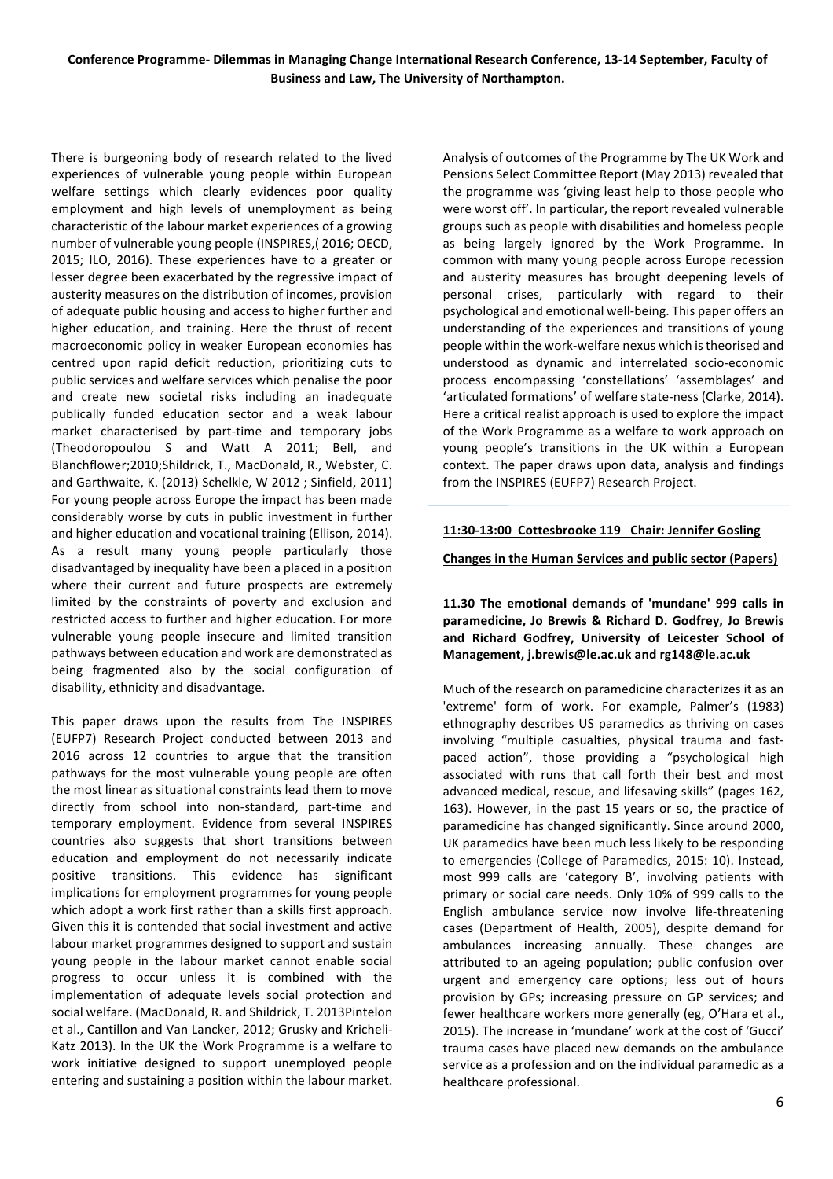There is burgeoning body of research related to the lived experiences of vulnerable young people within European welfare settings which clearly evidences poor quality employment and high levels of unemployment as being characteristic of the labour market experiences of a growing number of vulnerable young people (INSPIRES,( 2016; OECD, 2015; ILO, 2016). These experiences have to a greater or lesser degree been exacerbated by the regressive impact of austerity measures on the distribution of incomes, provision of adequate public housing and access to higher further and higher education, and training. Here the thrust of recent macroeconomic policy in weaker European economies has centred upon rapid deficit reduction, prioritizing cuts to public services and welfare services which penalise the poor and create new societal risks including an inadequate publically funded education sector and a weak labour market characterised by part-time and temporary jobs (Theodoropoulou S and Watt A 2011; Bell, and Blanchflower;2010;Shildrick, T., MacDonald, R., Webster, C. and Garthwaite, K. (2013) Schelkle, W 2012 ; Sinfield, 2011) For young people across Europe the impact has been made considerably worse by cuts in public investment in further and higher education and vocational training (Ellison, 2014). As a result many young people particularly those disadvantaged by inequality have been a placed in a position where their current and future prospects are extremely limited by the constraints of poverty and exclusion and restricted access to further and higher education. For more vulnerable young people insecure and limited transition pathways between education and work are demonstrated as being fragmented also by the social configuration of disability, ethnicity and disadvantage.

This paper draws upon the results from The INSPIRES (EUFP7) Research Project conducted between 2013 and 2016 across 12 countries to argue that the transition pathways for the most vulnerable young people are often the most linear as situational constraints lead them to move directly from school into non-standard, part-time and temporary employment. Evidence from several INSPIRES countries also suggests that short transitions between education and employment do not necessarily indicate positive transitions. This evidence has significant implications for employment programmes for young people which adopt a work first rather than a skills first approach. Given this it is contended that social investment and active labour market programmes designed to support and sustain young people in the labour market cannot enable social progress to occur unless it is combined with the implementation of adequate levels social protection and social welfare. (MacDonald, R. and Shildrick, T. 2013Pintelon et al., Cantillon and Van Lancker, 2012; Grusky and Kricheli-Katz 2013). In the UK the Work Programme is a welfare to work initiative designed to support unemployed people entering and sustaining a position within the labour market. Analysis of outcomes of the Programme by The UK Work and Pensions Select Committee Report (May 2013) revealed that the programme was 'giving least help to those people who were worst off'. In particular, the report revealed vulnerable groups such as people with disabilities and homeless people as being largely ignored by the Work Programme. In common with many young people across Europe recession and austerity measures has brought deepening levels of personal crises, particularly with regard to their psychological and emotional well-being. This paper offers an understanding of the experiences and transitions of young people within the work-welfare nexus which is theorised and understood as dynamic and interrelated socio-economic process encompassing 'constellations' 'assemblages' and 'articulated formations' of welfare state-ness (Clarke, 2014). Here a critical realist approach is used to explore the impact of the Work Programme as a welfare to work approach on young people's transitions in the UK within a European context. The paper draws upon data, analysis and findings from the INSPIRES (EUFP7) Research Project.

**11:30-13:00 Cottesbrooke 119 Chair: Jennifer Gosling**

**Changes in the Human Services and public sector (Papers)**

**11.30 The emotional demands of 'mundane' 999 calls in paramedicine, Jo Brewis & Richard D. Godfrey, Jo Brewis and Richard Godfrey, University of Leicester School of Management, j.brewis@le.ac.uk and rg148@le.ac.uk**

Much of the research on paramedicine characterizes it as an 'extreme' form of work. For example, Palmer's (1983) ethnography describes US paramedics as thriving on cases involving "multiple casualties, physical trauma and fast-paced action", those providing a "psychological high associated with runs that call forth their best and most advanced medical, rescue, and lifesaving skills" (pages 162, 163). However, in the past 15 years or so, the practice of paramedicine has changed significantly. Since around 2000, UK paramedics have been much less likely to be responding to emergencies (College of Paramedics, 2015: 10). Instead, most 999 calls are 'category B', involving patients with primary or social care needs. Only 10% of 999 calls to the English ambulance service now involve life-threatening cases (Department of Health, 2005), despite demand for ambulances increasing annually. These changes are attributed to an ageing population; public confusion over urgent and emergency care options; less out of hours provision by GPs; increasing pressure on GP services; and fewer healthcare workers more generally (eg, O'Hara et al., 2015). The increase in 'mundane' work at the cost of 'Gucci' trauma cases have placed new demands on the ambulance service as a profession and on the individual paramedic as a healthcare professional.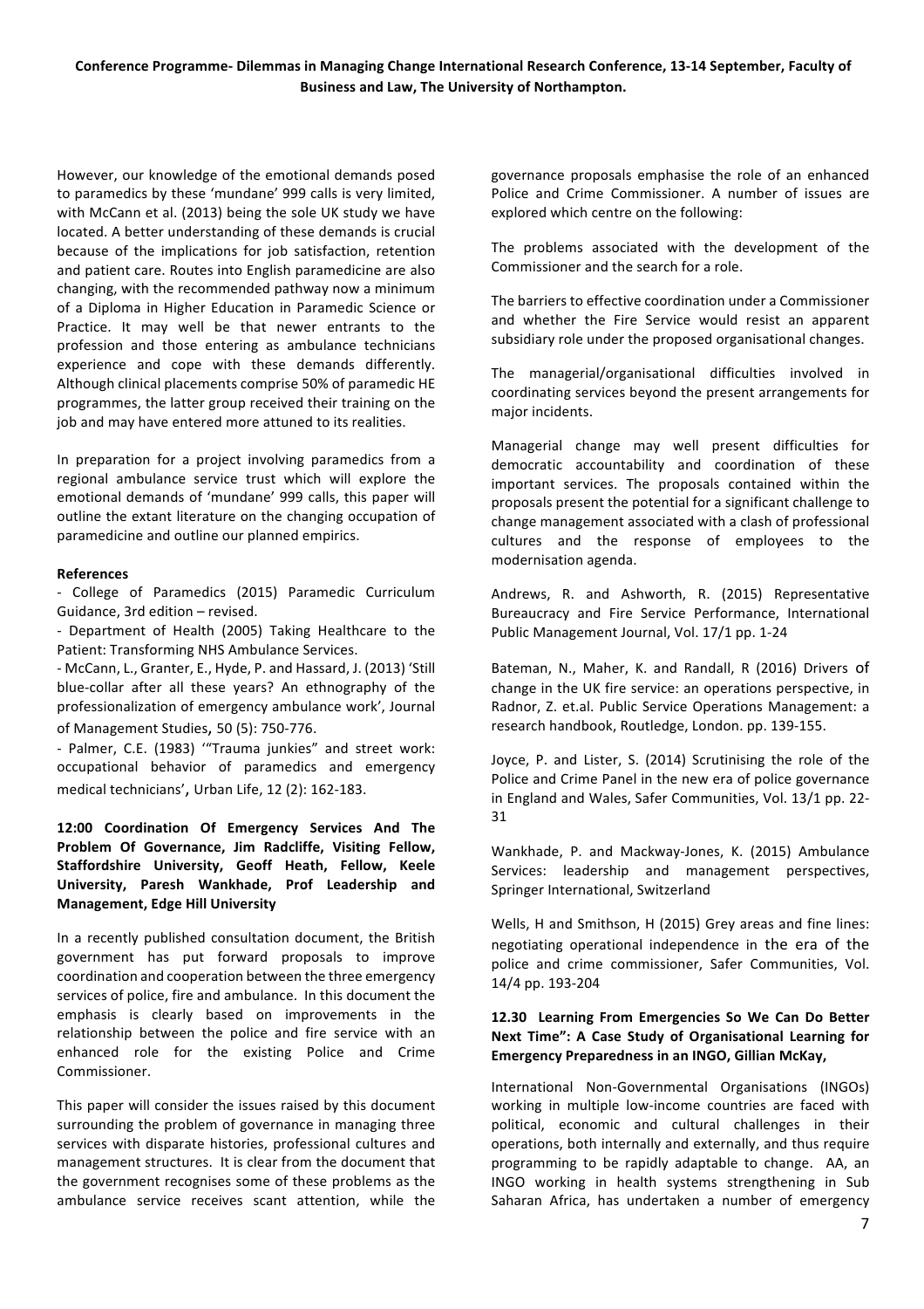However, our knowledge of the emotional demands posed to paramedics by these 'mundane' 999 calls is very limited, with McCann et al. (2013) being the sole UK study we have located. A better understanding of these demands is crucial because of the implications for job satisfaction, retention and patient care. Routes into English paramedicine are also changing, with the recommended pathway now a minimum of a Diploma in Higher Education in Paramedic Science or Practice. It may well be that newer entrants to the profession and those entering as ambulance technicians experience and cope with these demands differently. Although clinical placements comprise 50% of paramedic HE programmes, the latter group received their training on the job and may have entered more attuned to its realities.

In preparation for a project involving paramedics from a regional ambulance service trust which will explore the emotional demands of 'mundane' 999 calls, this paper will outline the extant literature on the changing occupation of paramedicine and outline our planned empirics.

**References**

- College of Paramedics (2015) Paramedic Curriculum Guidance, 3rd edition – revised.
- Department of Health (2005) Taking Healthcare to the Patient: Transforming NHS Ambulance Services.
- McCann, L., Granter, E., Hyde, P. and Hassard, J. (2013) 'Still blue-collar after all these years? An ethnography of the professionalization of emergency ambulance work', Journal of Management Studies, 50 (5): 750-776.
- Palmer, C.E. (1983) '"Trauma junkies" and street work: occupational behavior of paramedics and emergency medical technicians', Urban Life, 12 (2): 162-183.

**12:00 Coordination Of Emergency Services And The Problem Of Governance, Jim Radcliffe, Visiting Fellow, Staffordshire University, Geoff Heath, Fellow, Keele University, Paresh Wankhade, Prof Leadership and Management, Edge Hill University**

In a recently published consultation document, the British government has put forward proposals to improve coordination and cooperation between the three emergency services of police, fire and ambulance. In this document the emphasis is clearly based on improvements in the relationship between the police and fire service with an enhanced role for the existing Police and Crime Commissioner.

This paper will consider the issues raised by this document surrounding the problem of governance in managing three services with disparate histories, professional cultures and management structures. It is clear from the document that the government recognises some of these problems as the ambulance service receives scant attention, while the governance proposals emphasise the role of an enhanced Police and Crime Commissioner. A number of issues are explored which centre on the following:

The problems associated with the development of the Commissioner and the search for a role.

The barriers to effective coordination under a Commissioner and whether the Fire Service would resist an apparent subsidiary role under the proposed organisational changes.

The managerial/organisational difficulties involved in coordinating services beyond the present arrangements for major incidents.

Managerial change may well present difficulties for democratic accountability and coordination of these important services. The proposals contained within the proposals present the potential for a significant challenge to change management associated with a clash of professional cultures and the response of employees to the modernisation agenda.

Andrews, R. and Ashworth, R. (2015) Representative Bureaucracy and Fire Service Performance, International Public Management Journal, Vol. 17/1 pp. 1-24

Bateman, N., Maher, K. and Randall, R (2016) Drivers of change in the UK fire service: an operations perspective, in Radnor, Z. et.al. Public Service Operations Management: a research handbook, Routledge, London. pp. 139-155.

Joyce, P. and Lister, S. (2014) Scrutinising the role of the Police and Crime Panel in the new era of police governance in England and Wales, Safer Communities, Vol. 13/1 pp. 22-31

Wankhade, P. and Mackway-Jones, K. (2015) Ambulance Services: leadership and management perspectives, Springer International, Switzerland

Wells, H and Smithson, H (2015) Grey areas and fine lines: negotiating operational independence in the era of the police and crime commissioner, Safer Communities, Vol. 14/4 pp. 193-204

**12.30 Learning From Emergencies So We Can Do Better Next Time": A Case Study of Organisational Learning for Emergency Preparedness in an INGO, Gillian McKay,**

International Non-Governmental Organisations (INGOs) working in multiple low-income countries are faced with political, economic and cultural challenges in their operations, both internally and externally, and thus require programming to be rapidly adaptable to change. AA, an INGO working in health systems strengthening in Sub Saharan Africa, has undertaken a number of emergency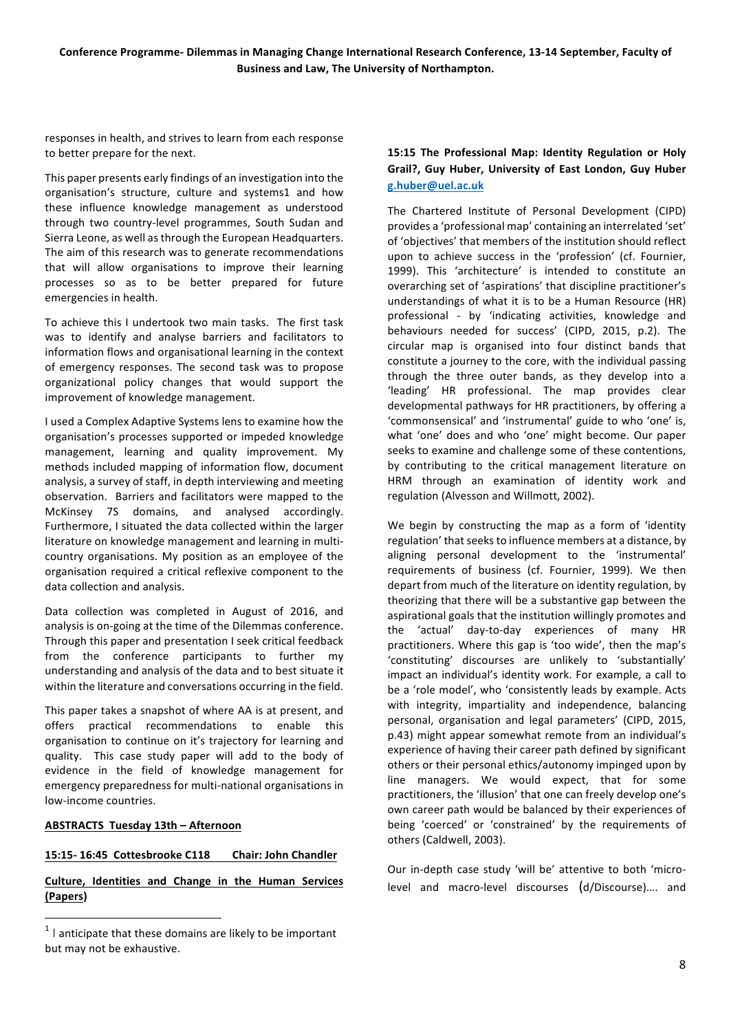responses in health, and strives to learn from each response to better prepare for the next.

This paper presents early findings of an investigation into the organisation's structure, culture and systems[1] and how these influence knowledge management as understood through two country-level programmes, South Sudan and Sierra Leone, as well as through the European Headquarters. The aim of this research was to generate recommendations that will allow organisations to improve their learning processes so as to be better prepared for future emergencies in health.

To achieve this I undertook two main tasks. The first task was to identify and analyse barriers and facilitators to information flows and organisational learning in the context of emergency responses. The second task was to propose organizational policy changes that would support the improvement of knowledge management.

I used a Complex Adaptive Systems lens to examine how the organisation's processes supported or impeded knowledge management, learning and quality improvement. My methods included mapping of information flow, document analysis, a survey of staff, in depth interviewing and meeting observation. Barriers and facilitators were mapped to the McKinsey 7S domains, and analysed accordingly. Furthermore, I situated the data collected within the larger literature on knowledge management and learning in multi-country organisations. My position as an employee of the organisation required a critical reflexive component to the data collection and analysis.

Data collection was completed in August of 2016, and analysis is on-going at the time of the Dilemmas conference. Through this paper and presentation I seek critical feedback from the conference participants to further my understanding and analysis of the data and to best situate it within the literature and conversations occurring in the field.

This paper takes a snapshot of where AA is at present, and offers practical recommendations to enable this organisation to continue on it's trajectory for learning and quality. This case study paper will add to the body of evidence in the field of knowledge management for emergency preparedness for multi-national organisations in low-income countries.

## ABSTRACTS Tuesday 13th – Afternoon

### 15:15- 16:45 Cottesbrooke C118 Chair: John Chandler

### Culture, Identities and Change in the Human Services (Papers)

[1] I anticipate that these domains are likely to be important but may not be exhaustive.

**15:15 The Professional Map: Identity Regulation or Holy Grail?, Guy Huber, University of East London, Guy Huber g.huber@uel.ac.uk**

The Chartered Institute of Personal Development (CIPD) provides a 'professional map' containing an interrelated 'set' of 'objectives' that members of the institution should reflect upon to achieve success in the 'profession' (cf. Fournier, 1999). This 'architecture' is intended to constitute an overarching set of 'aspirations' that discipline practitioner's understandings of what it is to be a Human Resource (HR) professional - by 'indicating activities, knowledge and behaviours needed for success' (CIPD, 2015, p.2). The circular map is organised into four distinct bands that constitute a journey to the core, with the individual passing through the three outer bands, as they develop into a 'leading' HR professional. The map provides clear developmental pathways for HR practitioners, by offering a 'commonsensical' and 'instrumental' guide to who 'one' is, what 'one' does and who 'one' might become. Our paper seeks to examine and challenge some of these contentions, by contributing to the critical management literature on HRM through an examination of identity work and regulation (Alvesson and Willmott, 2002).

We begin by constructing the map as a form of 'identity regulation' that seeks to influence members at a distance, by aligning personal development to the 'instrumental' requirements of business (cf. Fournier, 1999). We then depart from much of the literature on identity regulation, by theorizing that there will be a substantive gap between the aspirational goals that the institution willingly promotes and the 'actual' day-to-day experiences of many HR practitioners. Where this gap is 'too wide', then the map's 'constituting' discourses are unlikely to 'substantially' impact an individual's identity work. For example, a call to be a 'role model', who 'consistently leads by example. Acts with integrity, impartiality and independence, balancing personal, organisation and legal parameters' (CIPD, 2015, p.43) might appear somewhat remote from an individual's experience of having their career path defined by significant others or their personal ethics/autonomy impinged upon by line managers. We would expect, that for some practitioners, the 'illusion' that one can freely develop one's own career path would be balanced by their experiences of being 'coerced' or 'constrained' by the requirements of others (Caldwell, 2003).

Our in-depth case study 'will be' attentive to both 'micro-level and macro-level discourses (d/Discourse)…. and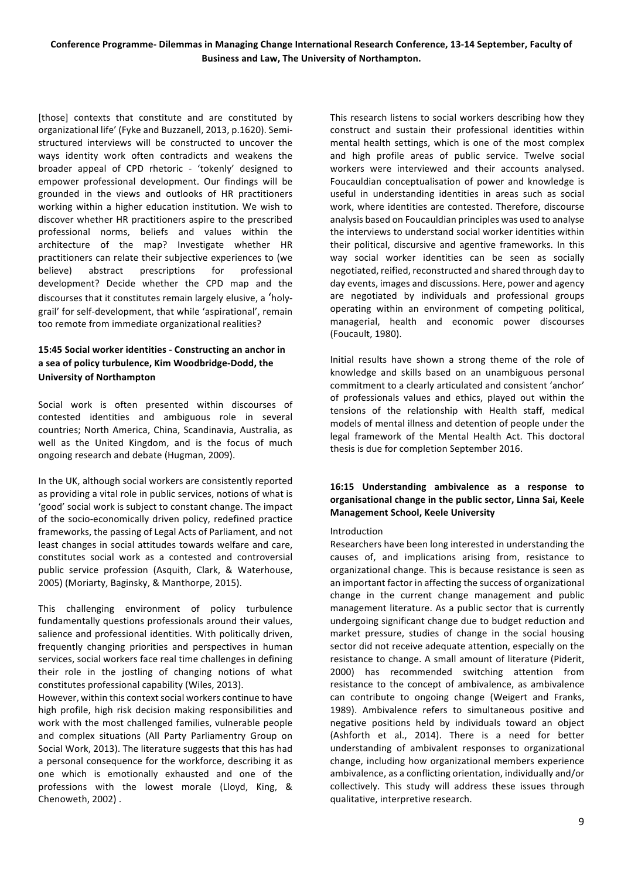[those] contexts that constitute and are constituted by organizational life' (Fyke and Buzzanell, 2013, p.1620). Semi-structured interviews will be constructed to uncover the ways identity work often contradicts and weakens the broader appeal of CPD rhetoric - 'tokenly' designed to empower professional development. Our findings will be grounded in the views and outlooks of HR practitioners working within a higher education institution. We wish to discover whether HR practitioners aspire to the prescribed professional norms, beliefs and values within the architecture of the map? Investigate whether HR practitioners can relate their subjective experiences to (we believe) abstract prescriptions for professional development? Decide whether the CPD map and the discourses that it constitutes remain largely elusive, a 'holy-grail' for self-development, that while 'aspirational', remain too remote from immediate organizational realities?

### 15:45 Social worker identities - Constructing an anchor in a sea of policy turbulence, Kim Woodbridge-Dodd, the University of Northampton

Social work is often presented within discourses of contested identities and ambiguous role in several countries; North America, China, Scandinavia, Australia, as well as the United Kingdom, and is the focus of much ongoing research and debate (Hugman, 2009).

In the UK, although social workers are consistently reported as providing a vital role in public services, notions of what is 'good' social work is subject to constant change. The impact of the socio-economically driven policy, redefined practice frameworks, the passing of Legal Acts of Parliament, and not least changes in social attitudes towards welfare and care, constitutes social work as a contested and controversial public service profession (Asquith, Clark, & Waterhouse, 2005) (Moriarty, Baginsky, & Manthorpe, 2015).

This challenging environment of policy turbulence fundamentally questions professionals around their values, salience and professional identities. With politically driven, frequently changing priorities and perspectives in human services, social workers face real time challenges in defining their role in the jostling of changing notions of what constitutes professional capability (Wiles, 2013).

However, within this context social workers continue to have high profile, high risk decision making responsibilities and work with the most challenged families, vulnerable people and complex situations (All Party Parliamentry Group on Social Work, 2013). The literature suggests that this has had a personal consequence for the workforce, describing it as one which is emotionally exhausted and one of the professions with the lowest morale (Lloyd, King, & Chenoweth, 2002) .

This research listens to social workers describing how they construct and sustain their professional identities within mental health settings, which is one of the most complex and high profile areas of public service. Twelve social workers were interviewed and their accounts analysed. Foucauldian conceptualisation of power and knowledge is useful in understanding identities in areas such as social work, where identities are contested. Therefore, discourse analysis based on Foucauldian principles was used to analyse the interviews to understand social worker identities within their political, discursive and agentive frameworks. In this way social worker identities can be seen as socially negotiated, reified, reconstructed and shared through day to day events, images and discussions. Here, power and agency are negotiated by individuals and professional groups operating within an environment of competing political, managerial, health and economic power discourses (Foucault, 1980).

Initial results have shown a strong theme of the role of knowledge and skills based on an unambiguous personal commitment to a clearly articulated and consistent 'anchor' of professionals values and ethics, played out within the tensions of the relationship with Health staff, medical models of mental illness and detention of people under the legal framework of the Mental Health Act. This doctoral thesis is due for completion September 2016.

### 16:15 Understanding ambivalence as a response to organisational change in the public sector, Linna Sai, Keele Management School, Keele University

Introduction

Researchers have been long interested in understanding the causes of, and implications arising from, resistance to organizational change. This is because resistance is seen as an important factor in affecting the success of organizational change in the current change management and public management literature. As a public sector that is currently undergoing significant change due to budget reduction and market pressure, studies of change in the social housing sector did not receive adequate attention, especially on the resistance to change. A small amount of literature (Piderit, 2000) has recommended switching attention from resistance to the concept of ambivalence, as ambivalence can contribute to ongoing change (Weigert and Franks, 1989). Ambivalence refers to simultaneous positive and negative positions held by individuals toward an object (Ashforth et al., 2014). There is a need for better understanding of ambivalent responses to organizational change, including how organizational members experience ambivalence, as a conflicting orientation, individually and/or collectively. This study will address these issues through qualitative, interpretive research.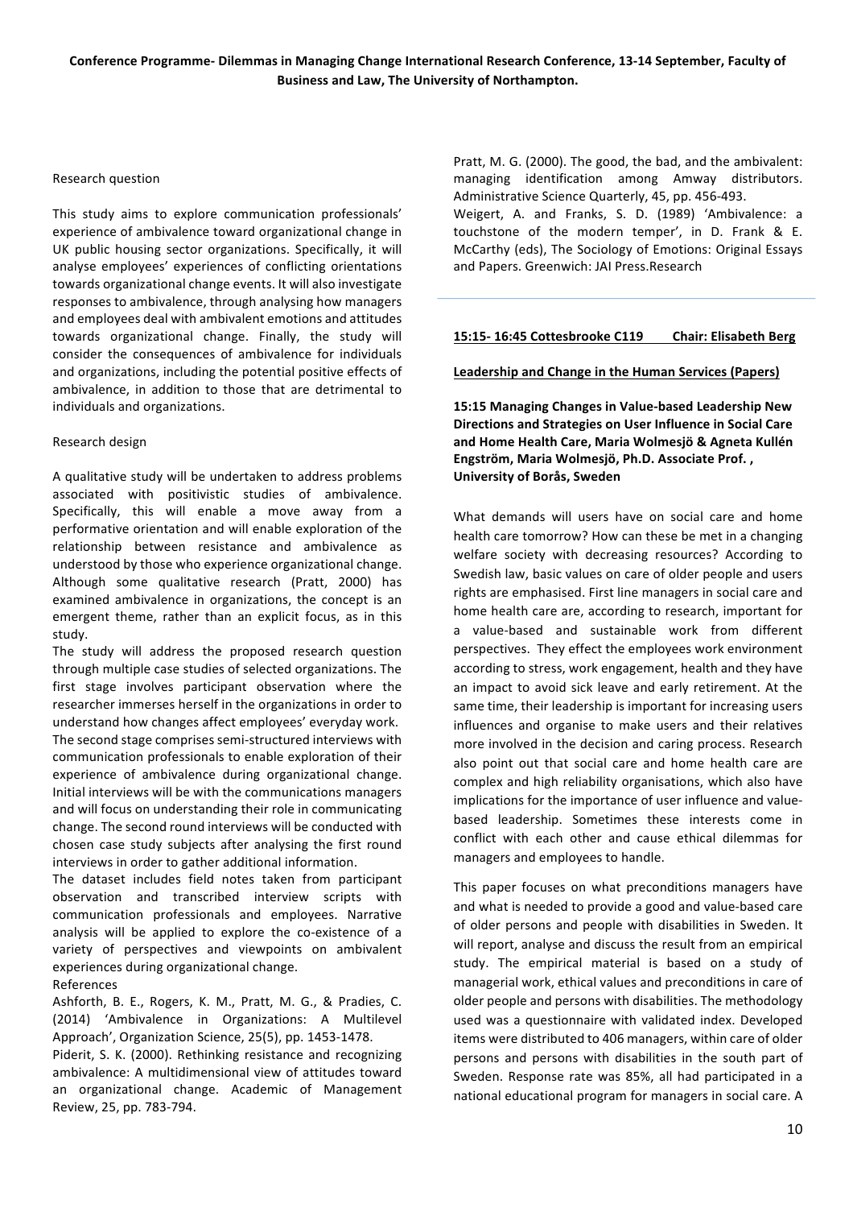Research question

This study aims to explore communication professionals' experience of ambivalence toward organizational change in UK public housing sector organizations. Specifically, it will analyse employees' experiences of conflicting orientations towards organizational change events. It will also investigate responses to ambivalence, through analysing how managers and employees deal with ambivalent emotions and attitudes towards organizational change. Finally, the study will consider the consequences of ambivalence for individuals and organizations, including the potential positive effects of ambivalence, in addition to those that are detrimental to individuals and organizations.

Research design

A qualitative study will be undertaken to address problems associated with positivistic studies of ambivalence. Specifically, this will enable a move away from a performative orientation and will enable exploration of the relationship between resistance and ambivalence as understood by those who experience organizational change. Although some qualitative research (Pratt, 2000) has examined ambivalence in organizations, the concept is an emergent theme, rather than an explicit focus, as in this study.

The study will address the proposed research question through multiple case studies of selected organizations. The first stage involves participant observation where the researcher immerses herself in the organizations in order to understand how changes affect employees' everyday work.

The second stage comprises semi-structured interviews with communication professionals to enable exploration of their experience of ambivalence during organizational change. Initial interviews will be with the communications managers and will focus on understanding their role in communicating change. The second round interviews will be conducted with chosen case study subjects after analysing the first round interviews in order to gather additional information.

The dataset includes field notes taken from participant observation and transcribed interview scripts with communication professionals and employees. Narrative analysis will be applied to explore the co-existence of a variety of perspectives and viewpoints on ambivalent experiences during organizational change.

References

Ashforth, B. E., Rogers, K. M., Pratt, M. G., & Pradies, C. (2014) 'Ambivalence in Organizations: A Multilevel Approach', Organization Science, 25(5), pp. 1453-1478.

Piderit, S. K. (2000). Rethinking resistance and recognizing ambivalence: A multidimensional view of attitudes toward an organizational change. Academic of Management Review, 25, pp. 783-794.

Pratt, M. G. (2000). The good, the bad, and the ambivalent: managing identification among Amway distributors. Administrative Science Quarterly, 45, pp. 456-493.

Weigert, A. and Franks, S. D. (1989) 'Ambivalence: a touchstone of the modern temper', in D. Frank & E. McCarthy (eds), The Sociology of Emotions: Original Essays and Papers. Greenwich: JAI Press.Research

---

**15:15- 16:45 Cottesbrooke C119 Chair: Elisabeth Berg**

**Leadership and Change in the Human Services (Papers)**

**15:15 Managing Changes in Value-based Leadership New Directions and Strategies on User Influence in Social Care and Home Health Care, Maria Wolmesjö & Agneta Kullén Engström, Maria Wolmesjö, Ph.D. Associate Prof. , University of Borås, Sweden**

What demands will users have on social care and home health care tomorrow? How can these be met in a changing welfare society with decreasing resources? According to Swedish law, basic values on care of older people and users rights are emphasised. First line managers in social care and home health care are, according to research, important for a value-based and sustainable work from different perspectives. They effect the employees work environment according to stress, work engagement, health and they have an impact to avoid sick leave and early retirement. At the same time, their leadership is important for increasing users influences and organise to make users and their relatives more involved in the decision and caring process. Research also point out that social care and home health care are complex and high reliability organisations, which also have implications for the importance of user influence and value-based leadership. Sometimes these interests come in conflict with each other and cause ethical dilemmas for managers and employees to handle.

This paper focuses on what preconditions managers have and what is needed to provide a good and value-based care of older persons and people with disabilities in Sweden. It will report, analyse and discuss the result from an empirical study. The empirical material is based on a study of managerial work, ethical values and preconditions in care of older people and persons with disabilities. The methodology used was a questionnaire with validated index. Developed items were distributed to 406 managers, within care of older persons and persons with disabilities in the south part of Sweden. Response rate was 85%, all had participated in a national educational program for managers in social care. A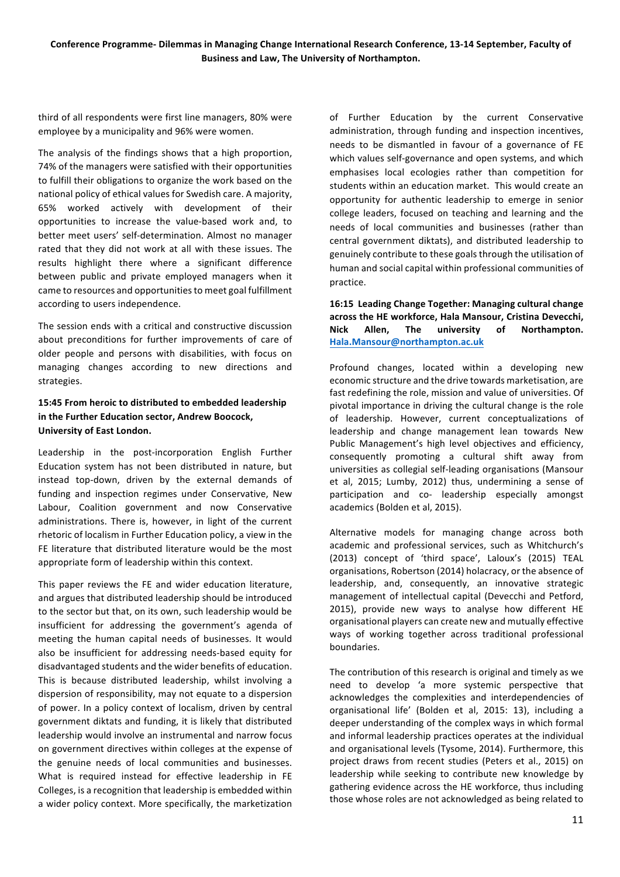third of all respondents were first line managers, 80% were employee by a municipality and 96% were women.

The analysis of the findings shows that a high proportion, 74% of the managers were satisfied with their opportunities to fulfill their obligations to organize the work based on the national policy of ethical values for Swedish care. A majority, 65% worked actively with development of their opportunities to increase the value-based work and, to better meet users' self-determination. Almost no manager rated that they did not work at all with these issues. The results highlight there where a significant difference between public and private employed managers when it came to resources and opportunities to meet goal fulfillment according to users independence.

The session ends with a critical and constructive discussion about preconditions for further improvements of care of older people and persons with disabilities, with focus on managing changes according to new directions and strategies.

**15:45 From heroic to distributed to embedded leadership in the Further Education sector, Andrew Boocock, University of East London.**

Leadership in the post-incorporation English Further Education system has not been distributed in nature, but instead top-down, driven by the external demands of funding and inspection regimes under Conservative, New Labour, Coalition government and now Conservative administrations. There is, however, in light of the current rhetoric of localism in Further Education policy, a view in the FE literature that distributed literature would be the most appropriate form of leadership within this context.

This paper reviews the FE and wider education literature, and argues that distributed leadership should be introduced to the sector but that, on its own, such leadership would be insufficient for addressing the government's agenda of meeting the human capital needs of businesses. It would also be insufficient for addressing needs-based equity for disadvantaged students and the wider benefits of education. This is because distributed leadership, whilst involving a dispersion of responsibility, may not equate to a dispersion of power. In a policy context of localism, driven by central government diktats and funding, it is likely that distributed leadership would involve an instrumental and narrow focus on government directives within colleges at the expense of the genuine needs of local communities and businesses. What is required instead for effective leadership in FE Colleges, is a recognition that leadership is embedded within a wider policy context. More specifically, the marketization of Further Education by the current Conservative administration, through funding and inspection incentives, needs to be dismantled in favour of a governance of FE which values self-governance and open systems, and which emphasises local ecologies rather than competition for students within an education market. This would create an opportunity for authentic leadership to emerge in senior college leaders, focused on teaching and learning and the needs of local communities and businesses (rather than central government diktats), and distributed leadership to genuinely contribute to these goals through the utilisation of human and social capital within professional communities of practice.

**16:15 Leading Change Together: Managing cultural change across the HE workforce, Hala Mansour, Cristina Devecchi, Nick Allen, The university of Northampton. Hala.Mansour@northampton.ac.uk**

Profound changes, located within a developing new economic structure and the drive towards marketisation, are fast redefining the role, mission and value of universities. Of pivotal importance in driving the cultural change is the role of leadership. However, current conceptualizations of leadership and change management lean towards New Public Management's high level objectives and efficiency, consequently promoting a cultural shift away from universities as collegial self-leading organisations (Mansour et al, 2015; Lumby, 2012) thus, undermining a sense of participation and co- leadership especially amongst academics (Bolden et al, 2015).

Alternative models for managing change across both academic and professional services, such as Whitchurch's (2013) concept of 'third space', Laloux's (2015) TEAL organisations, Robertson (2014) holacracy, or the absence of leadership, and, consequently, an innovative strategic management of intellectual capital (Devecchi and Petford, 2015), provide new ways to analyse how different HE organisational players can create new and mutually effective ways of working together across traditional professional boundaries.

The contribution of this research is original and timely as we need to develop 'a more systemic perspective that acknowledges the complexities and interdependencies of organisational life' (Bolden et al, 2015: 13), including a deeper understanding of the complex ways in which formal and informal leadership practices operates at the individual and organisational levels (Tysome, 2014). Furthermore, this project draws from recent studies (Peters et al., 2015) on leadership while seeking to contribute new knowledge by gathering evidence across the HE workforce, thus including those whose roles are not acknowledged as being related to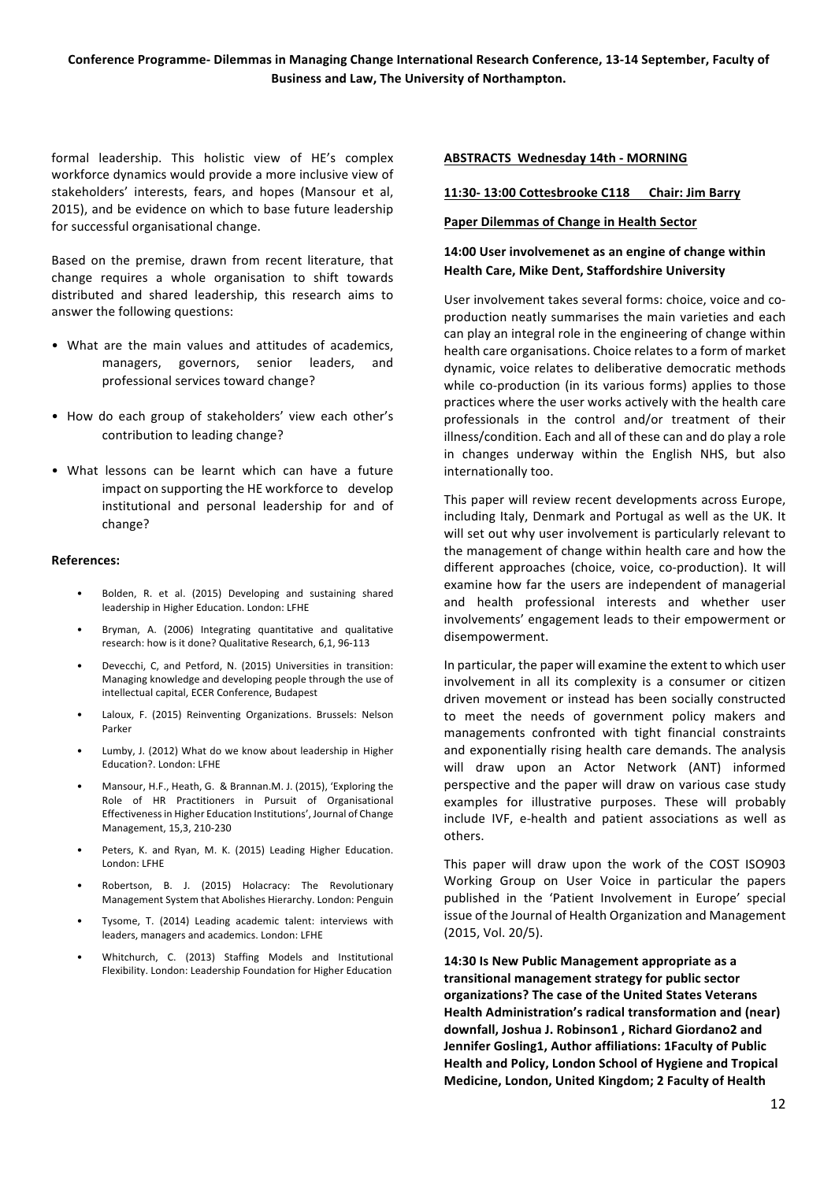formal leadership. This holistic view of HE's complex workforce dynamics would provide a more inclusive view of stakeholders' interests, fears, and hopes (Mansour et al, 2015), and be evidence on which to base future leadership for successful organisational change.

Based on the premise, drawn from recent literature, that change requires a whole organisation to shift towards distributed and shared leadership, this research aims to answer the following questions:

- What are the main values and attitudes of academics, managers, governors, senior leaders, and professional services toward change?
- How do each group of stakeholders' view each other's contribution to leading change?
- What lessons can be learnt which can have a future impact on supporting the HE workforce to develop institutional and personal leadership for and of change?

**References:**

- Bolden, R. et al. (2015) Developing and sustaining shared leadership in Higher Education. London: LFHE
- Bryman, A. (2006) Integrating quantitative and qualitative research: how is it done? Qualitative Research, 6,1, 96-113
- Devecchi, C, and Petford, N. (2015) Universities in transition: Managing knowledge and developing people through the use of intellectual capital, ECER Conference, Budapest
- Laloux, F. (2015) Reinventing Organizations. Brussels: Nelson Parker
- Lumby, J. (2012) What do we know about leadership in Higher Education?. London: LFHE
- Mansour, H.F., Heath, G. & Brannan.M. J. (2015), 'Exploring the Role of HR Practitioners in Pursuit of Organisational Effectiveness in Higher Education Institutions', Journal of Change Management, 15,3, 210-230
- Peters, K. and Ryan, M. K. (2015) Leading Higher Education. London: LFHE
- Robertson, B. J. (2015) Holacracy: The Revolutionary Management System that Abolishes Hierarchy. London: Penguin
- Tysome, T. (2014) Leading academic talent: interviews with leaders, managers and academics. London: LFHE
- Whitchurch, C. (2013) Staffing Models and Institutional Flexibility. London: Leadership Foundation for Higher Education

**ABSTRACTS Wednesday 14th - MORNING**

**11:30- 13:00 Cottesbrooke C118 Chair: Jim Barry**

**Paper Dilemmas of Change in Health Sector**

**14:00 User involvemenet as an engine of change within Health Care, Mike Dent, Staffordshire University**

User involvement takes several forms: choice, voice and co-production neatly summarises the main varieties and each can play an integral role in the engineering of change within health care organisations. Choice relates to a form of market dynamic, voice relates to deliberative democratic methods while co-production (in its various forms) applies to those practices where the user works actively with the health care professionals in the control and/or treatment of their illness/condition. Each and all of these can and do play a role in changes underway within the English NHS, but also internationally too.

This paper will review recent developments across Europe, including Italy, Denmark and Portugal as well as the UK. It will set out why user involvement is particularly relevant to the management of change within health care and how the different approaches (choice, voice, co-production). It will examine how far the users are independent of managerial and health professional interests and whether user involvements' engagement leads to their empowerment or disempowerment.

In particular, the paper will examine the extent to which user involvement in all its complexity is a consumer or citizen driven movement or instead has been socially constructed to meet the needs of government policy makers and managements confronted with tight financial constraints and exponentially rising health care demands. The analysis will draw upon an Actor Network (ANT) informed perspective and the paper will draw on various case study examples for illustrative purposes. These will probably include IVF, e-health and patient associations as well as others.

This paper will draw upon the work of the COST ISO903 Working Group on User Voice in particular the papers published in the 'Patient Involvement in Europe' special issue of the Journal of Health Organization and Management (2015, Vol. 20/5).

**14:30 Is New Public Management appropriate as a transitional management strategy for public sector organizations? The case of the United States Veterans Health Administration's radical transformation and (near) downfall, Joshua J. Robinson1 , Richard Giordano2 and Jennifer Gosling1, Author affiliations: 1Faculty of Public Health and Policy, London School of Hygiene and Tropical Medicine, London, United Kingdom; 2 Faculty of Health**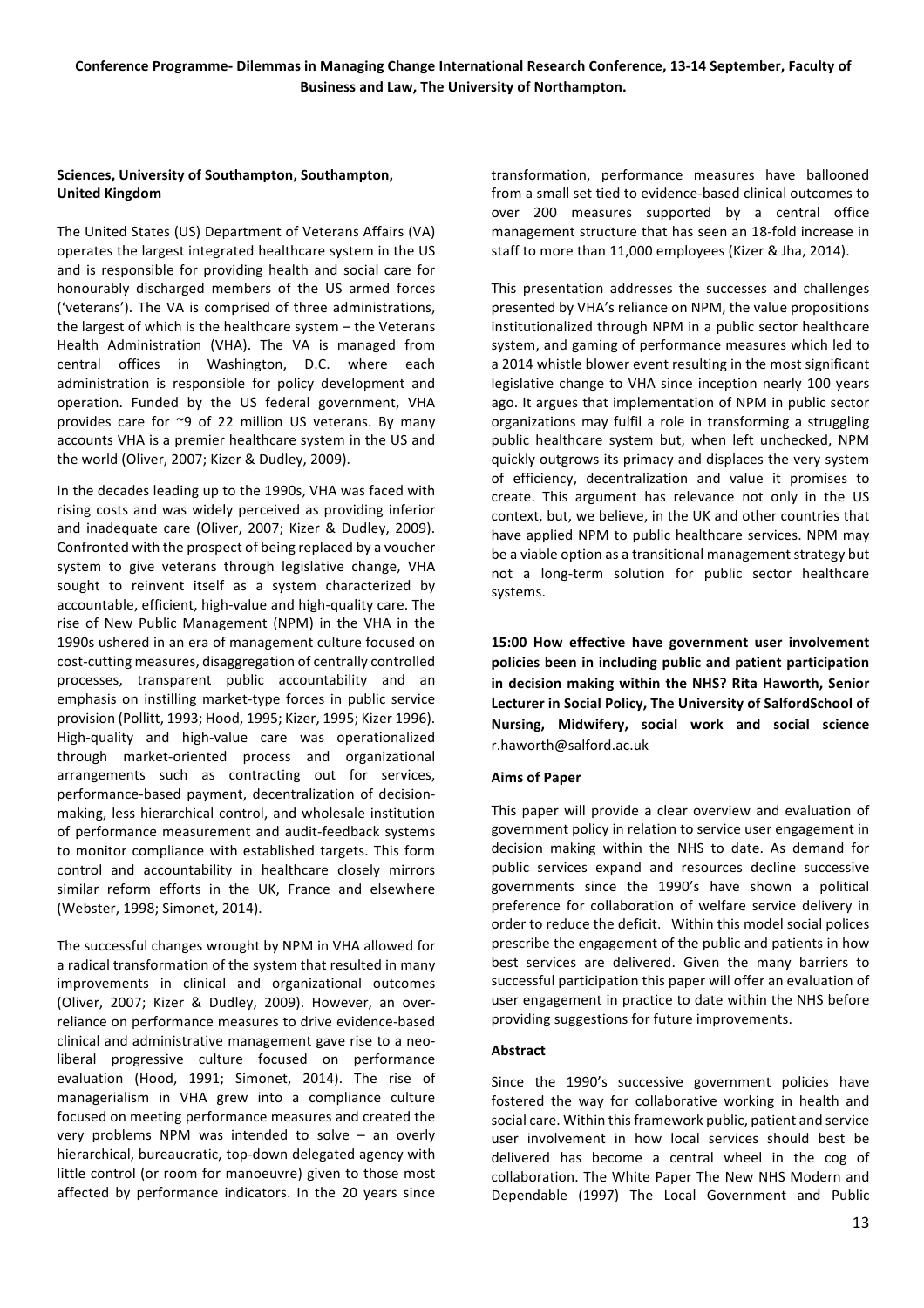**Sciences, University of Southampton, Southampton, United Kingdom**

The United States (US) Department of Veterans Affairs (VA) operates the largest integrated healthcare system in the US and is responsible for providing health and social care for honourably discharged members of the US armed forces ('veterans'). The VA is comprised of three administrations, the largest of which is the healthcare system – the Veterans Health Administration (VHA). The VA is managed from central offices in Washington, D.C. where each administration is responsible for policy development and operation. Funded by the US federal government, VHA provides care for ~9 of 22 million US veterans. By many accounts VHA is a premier healthcare system in the US and the world (Oliver, 2007; Kizer & Dudley, 2009).

In the decades leading up to the 1990s, VHA was faced with rising costs and was widely perceived as providing inferior and inadequate care (Oliver, 2007; Kizer & Dudley, 2009). Confronted with the prospect of being replaced by a voucher system to give veterans through legislative change, VHA sought to reinvent itself as a system characterized by accountable, efficient, high-value and high-quality care. The rise of New Public Management (NPM) in the VHA in the 1990s ushered in an era of management culture focused on cost-cutting measures, disaggregation of centrally controlled processes, transparent public accountability and an emphasis on instilling market-type forces in public service provision (Pollitt, 1993; Hood, 1995; Kizer, 1995; Kizer 1996). High-quality and high-value care was operationalized through market-oriented process and organizational arrangements such as contracting out for services, performance-based payment, decentralization of decision-making, less hierarchical control, and wholesale institution of performance measurement and audit-feedback systems to monitor compliance with established targets. This form control and accountability in healthcare closely mirrors similar reform efforts in the UK, France and elsewhere (Webster, 1998; Simonet, 2014).

The successful changes wrought by NPM in VHA allowed for a radical transformation of the system that resulted in many improvements in clinical and organizational outcomes (Oliver, 2007; Kizer & Dudley, 2009). However, an over-reliance on performance measures to drive evidence-based clinical and administrative management gave rise to a neo-liberal progressive culture focused on performance evaluation (Hood, 1991; Simonet, 2014). The rise of managerialism in VHA grew into a compliance culture focused on meeting performance measures and created the very problems NPM was intended to solve – an overly hierarchical, bureaucratic, top-down delegated agency with little control (or room for manoeuvre) given to those most affected by performance indicators. In the 20 years since transformation, performance measures have ballooned from a small set tied to evidence-based clinical outcomes to over 200 measures supported by a central office management structure that has seen an 18-fold increase in staff to more than 11,000 employees (Kizer & Jha, 2014).

This presentation addresses the successes and challenges presented by VHA's reliance on NPM, the value propositions institutionalized through NPM in a public sector healthcare system, and gaming of performance measures which led to a 2014 whistle blower event resulting in the most significant legislative change to VHA since inception nearly 100 years ago. It argues that implementation of NPM in public sector organizations may fulfil a role in transforming a struggling public healthcare system but, when left unchecked, NPM quickly outgrows its primacy and displaces the very system of efficiency, decentralization and value it promises to create. This argument has relevance not only in the US context, but, we believe, in the UK and other countries that have applied NPM to public healthcare services. NPM may be a viable option as a transitional management strategy but not a long-term solution for public sector healthcare systems.

**15:00 How effective have government user involvement policies been in including public and patient participation in decision making within the NHS? Rita Haworth, Senior Lecturer in Social Policy, The University of SalfordSchool of Nursing, Midwifery, social work and social science** r.haworth@salford.ac.uk

**Aims of Paper**

This paper will provide a clear overview and evaluation of government policy in relation to service user engagement in decision making within the NHS to date. As demand for public services expand and resources decline successive governments since the 1990's have shown a political preference for collaboration of welfare service delivery in order to reduce the deficit. Within this model social polices prescribe the engagement of the public and patients in how best services are delivered. Given the many barriers to successful participation this paper will offer an evaluation of user engagement in practice to date within the NHS before providing suggestions for future improvements.

**Abstract**

Since the 1990's successive government policies have fostered the way for collaborative working in health and social care. Within this framework public, patient and service user involvement in how local services should best be delivered has become a central wheel in the cog of collaboration. The White Paper The New NHS Modern and Dependable (1997) The Local Government and Public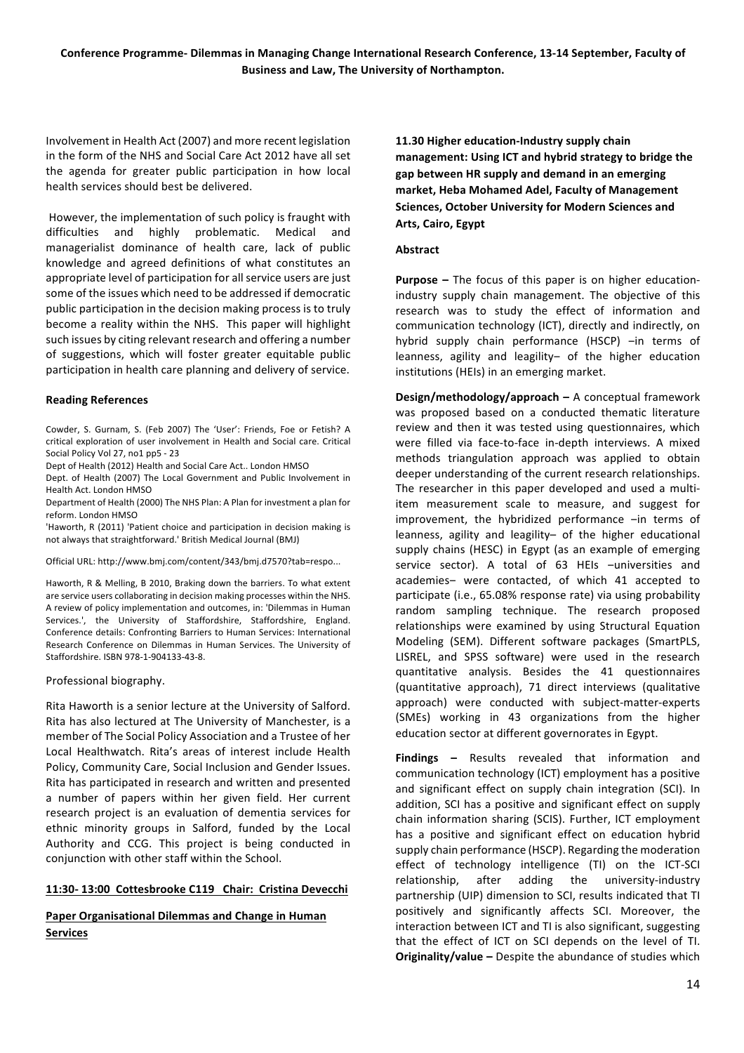Involvement in Health Act (2007) and more recent legislation in the form of the NHS and Social Care Act 2012 have all set the agenda for greater public participation in how local health services should best be delivered.

However, the implementation of such policy is fraught with difficulties and highly problematic. Medical and managerialist dominance of health care, lack of public knowledge and agreed definitions of what constitutes an appropriate level of participation for all service users are just some of the issues which need to be addressed if democratic public participation in the decision making process is to truly become a reality within the NHS. This paper will highlight such issues by citing relevant research and offering a number of suggestions, which will foster greater equitable public participation in health care planning and delivery of service.

**Reading References**

Cowder, S. Gurnam, S. (Feb 2007) The 'User': Friends, Foe or Fetish? A critical exploration of user involvement in Health and Social care. Critical Social Policy Vol 27, no1 pp5 - 23

Dept of Health (2012) Health and Social Care Act.. London HMSO

Dept. of Health (2007) The Local Government and Public Involvement in Health Act. London HMSO

Department of Health (2000) The NHS Plan: A Plan for investment a plan for reform. London HMSO

'Haworth, R (2011) 'Patient choice and participation in decision making is not always that straightforward.' British Medical Journal (BMJ)

Official URL: http://www.bmj.com/content/343/bmj.d7570?tab=respo...

Haworth, R & Melling, B 2010, Braking down the barriers. To what extent are service users collaborating in decision making processes within the NHS. A review of policy implementation and outcomes, in: 'Dilemmas in Human Services.', the University of Staffordshire, Staffordshire, England. Conference details: Confronting Barriers to Human Services: International Research Conference on Dilemmas in Human Services. The University of Staffordshire. ISBN 978-1-904133-43-8.

Professional biography.

Rita Haworth is a senior lecture at the University of Salford. Rita has also lectured at The University of Manchester, is a member of The Social Policy Association and a Trustee of her Local Healthwatch. Rita's areas of interest include Health Policy, Community Care, Social Inclusion and Gender Issues. Rita has participated in research and written and presented a number of papers within her given field. Her current research project is an evaluation of dementia services for ethnic minority groups in Salford, funded by the Local Authority and CCG. This project is being conducted in conjunction with other staff within the School.

**11:30- 13:00 Cottesbrooke C119 Chair: Cristina Devecchi**

**Paper Organisational Dilemmas and Change in Human Services**

**11.30 Higher education-Industry supply chain management: Using ICT and hybrid strategy to bridge the gap between HR supply and demand in an emerging market, Heba Mohamed Adel, Faculty of Management Sciences, October University for Modern Sciences and Arts, Cairo, Egypt**

**Abstract**

**Purpose –** The focus of this paper is on higher education-industry supply chain management. The objective of this research was to study the effect of information and communication technology (ICT), directly and indirectly, on hybrid supply chain performance (HSCP) –in terms of leanness, agility and leagility– of the higher education institutions (HEIs) in an emerging market.

**Design/methodology/approach –** A conceptual framework was proposed based on a conducted thematic literature review and then it was tested using questionnaires, which were filled via face-to-face in-depth interviews. A mixed methods triangulation approach was applied to obtain deeper understanding of the current research relationships. The researcher in this paper developed and used a multi-item measurement scale to measure, and suggest for improvement, the hybridized performance –in terms of leanness, agility and leagility– of the higher educational supply chains (HESC) in Egypt (as an example of emerging service sector). A total of 63 HEIs –universities and academies– were contacted, of which 41 accepted to participate (i.e., 65.08% response rate) via using probability random sampling technique. The research proposed relationships were examined by using Structural Equation Modeling (SEM). Different software packages (SmartPLS, LISREL, and SPSS software) were used in the research quantitative analysis. Besides the 41 questionnaires (quantitative approach), 71 direct interviews (qualitative approach) were conducted with subject-matter-experts (SMEs) working in 43 organizations from the higher education sector at different governorates in Egypt.

**Findings –** Results revealed that information and communication technology (ICT) employment has a positive and significant effect on supply chain integration (SCI). In addition, SCI has a positive and significant effect on supply chain information sharing (SCIS). Further, ICT employment has a positive and significant effect on education hybrid supply chain performance (HSCP). Regarding the moderation effect of technology intelligence (TI) on the ICT-SCI relationship, after adding the university-industry partnership (UIP) dimension to SCI, results indicated that TI positively and significantly affects SCI. Moreover, the interaction between ICT and TI is also significant, suggesting that the effect of ICT on SCI depends on the level of TI.

**Originality/value –** Despite the abundance of studies which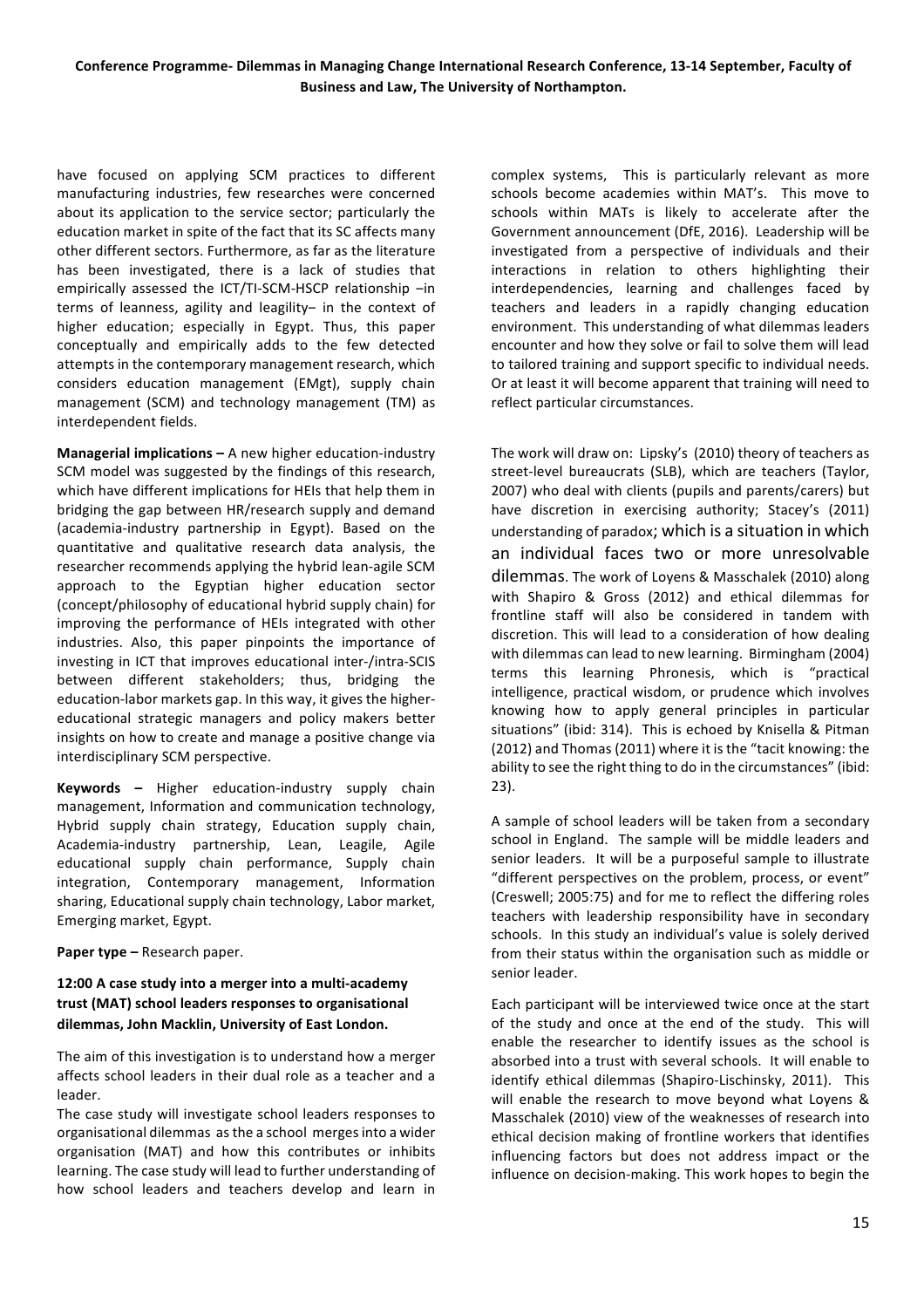have focused on applying SCM practices to different manufacturing industries, few researches were concerned about its application to the service sector; particularly the education market in spite of the fact that its SC affects many other different sectors. Furthermore, as far as the literature has been investigated, there is a lack of studies that empirically assessed the ICT/TI-SCM-HSCP relationship –in terms of leanness, agility and leagility– in the context of higher education; especially in Egypt. Thus, this paper conceptually and empirically adds to the few detected attempts in the contemporary management research, which considers education management (EMgt), supply chain management (SCM) and technology management (TM) as interdependent fields.

**Managerial implications –** A new higher education-industry SCM model was suggested by the findings of this research, which have different implications for HEIs that help them in bridging the gap between HR/research supply and demand (academia-industry partnership in Egypt). Based on the quantitative and qualitative research data analysis, the researcher recommends applying the hybrid lean-agile SCM approach to the Egyptian higher education sector (concept/philosophy of educational hybrid supply chain) for improving the performance of HEIs integrated with other industries. Also, this paper pinpoints the importance of investing in ICT that improves educational inter-/intra-SCIS between different stakeholders; thus, bridging the education-labor markets gap. In this way, it gives the higher-educational strategic managers and policy makers better insights on how to create and manage a positive change via interdisciplinary SCM perspective.

**Keywords –** Higher education-industry supply chain management, Information and communication technology, Hybrid supply chain strategy, Education supply chain, Academia-industry partnership, Lean, Leagile, Agile educational supply chain performance, Supply chain integration, Contemporary management, Information sharing, Educational supply chain technology, Labor market, Emerging market, Egypt.

**Paper type –** Research paper.

### 12:00 A case study into a merger into a multi-academy trust (MAT) school leaders responses to organisational dilemmas, John Macklin, University of East London.

The aim of this investigation is to understand how a merger affects school leaders in their dual role as a teacher and a leader.

The case study will investigate school leaders responses to organisational dilemmas as the a school merges into a wider organisation (MAT) and how this contributes or inhibits learning. The case study will lead to further understanding of how school leaders and teachers develop and learn in complex systems, This is particularly relevant as more schools become academies within MAT's. This move to schools within MATs is likely to accelerate after the Government announcement (DfE, 2016). Leadership will be investigated from a perspective of individuals and their interactions in relation to others highlighting their interdependencies, learning and challenges faced by teachers and leaders in a rapidly changing education environment. This understanding of what dilemmas leaders encounter and how they solve or fail to solve them will lead to tailored training and support specific to individual needs. Or at least it will become apparent that training will need to reflect particular circumstances.

The work will draw on: Lipsky's (2010) theory of teachers as street-level bureaucrats (SLB), which are teachers (Taylor, 2007) who deal with clients (pupils and parents/carers) but have discretion in exercising authority; Stacey's (2011) understanding of paradox; which is a situation in which an individual faces two or more unresolvable dilemmas. The work of Loyens & Masschalek (2010) along with Shapiro & Gross (2012) and ethical dilemmas for frontline staff will also be considered in tandem with discretion. This will lead to a consideration of how dealing with dilemmas can lead to new learning. Birmingham (2004) terms this learning Phronesis, which is "practical intelligence, practical wisdom, or prudence which involves knowing how to apply general principles in particular situations" (ibid: 314). This is echoed by Knisella & Pitman (2012) and Thomas (2011) where it is the "tacit knowing: the ability to see the right thing to do in the circumstances" (ibid: 23).

A sample of school leaders will be taken from a secondary school in England. The sample will be middle leaders and senior leaders. It will be a purposeful sample to illustrate "different perspectives on the problem, process, or event" (Creswell; 2005:75) and for me to reflect the differing roles teachers with leadership responsibility have in secondary schools. In this study an individual's value is solely derived from their status within the organisation such as middle or senior leader.

Each participant will be interviewed twice once at the start of the study and once at the end of the study. This will enable the researcher to identify issues as the school is absorbed into a trust with several schools. It will enable to identify ethical dilemmas (Shapiro-Lischinsky, 2011). This will enable the research to move beyond what Loyens & Masschalek (2010) view of the weaknesses of research into ethical decision making of frontline workers that identifies influencing factors but does not address impact or the influence on decision-making. This work hopes to begin the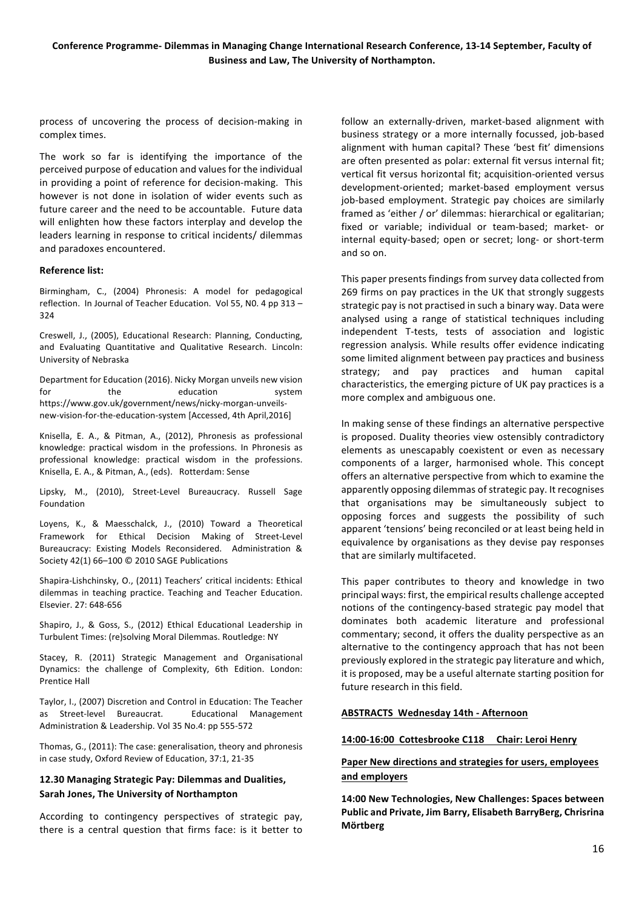process of uncovering the process of decision-making in complex times.

The work so far is identifying the importance of the perceived purpose of education and values for the individual in providing a point of reference for decision-making. This however is not done in isolation of wider events such as future career and the need to be accountable. Future data will enlighten how these factors interplay and develop the leaders learning in response to critical incidents/ dilemmas and paradoxes encountered.

**Reference list:**

Birmingham, C., (2004) Phronesis: A model for pedagogical reflection. In Journal of Teacher Education. Vol 55, N0. 4 pp 313 – 324

Creswell, J., (2005), Educational Research: Planning, Conducting, and Evaluating Quantitative and Qualitative Research. Lincoln: University of Nebraska

Department for Education (2016). Nicky Morgan unveils new vision for the education system https://www.gov.uk/government/news/nicky-morgan-unveils-new-vision-for-the-education-system [Accessed, 4th April,2016]

Knisella, E. A., & Pitman, A., (2012), Phronesis as professional knowledge: practical wisdom in the professions. In Phronesis as professional knowledge: practical wisdom in the professions. Knisella, E. A., & Pitman, A., (eds). Rotterdam: Sense

Lipsky, M., (2010), Street-Level Bureaucracy. Russell Sage Foundation

Loyens, K., & Maesschalck, J., (2010) Toward a Theoretical Framework for Ethical Decision Making of Street-Level Bureaucracy: Existing Models Reconsidered. Administration & Society 42(1) 66–100 © 2010 SAGE Publications

Shapira-Lishchinsky, O., (2011) Teachers' critical incidents: Ethical dilemmas in teaching practice. Teaching and Teacher Education. Elsevier. 27: 648-656

Shapiro, J., & Goss, S., (2012) Ethical Educational Leadership in Turbulent Times: (re)solving Moral Dilemmas. Routledge: NY

Stacey, R. (2011) Strategic Management and Organisational Dynamics: the challenge of Complexity, 6th Edition. London: Prentice Hall

Taylor, I., (2007) Discretion and Control in Education: The Teacher as Street-level Bureaucrat. Educational Management Administration & Leadership. Vol 35 No.4: pp 555-572

Thomas, G., (2011): The case: generalisation, theory and phronesis in case study, Oxford Review of Education, 37:1, 21-35

### 12.30 Managing Strategic Pay: Dilemmas and Dualities, Sarah Jones, The University of Northampton

According to contingency perspectives of strategic pay, there is a central question that firms face: is it better to follow an externally-driven, market-based alignment with business strategy or a more internally focussed, job-based alignment with human capital? These 'best fit' dimensions are often presented as polar: external fit versus internal fit; vertical fit versus horizontal fit; acquisition-oriented versus development-oriented; market-based employment versus job-based employment. Strategic pay choices are similarly framed as 'either / or' dilemmas: hierarchical or egalitarian; fixed or variable; individual or team-based; market- or internal equity-based; open or secret; long- or short-term and so on.

This paper presents findings from survey data collected from 269 firms on pay practices in the UK that strongly suggests strategic pay is not practised in such a binary way. Data were analysed using a range of statistical techniques including independent T-tests, tests of association and logistic regression analysis. While results offer evidence indicating some limited alignment between pay practices and business strategy; and pay practices and human capital characteristics, the emerging picture of UK pay practices is a more complex and ambiguous one.

In making sense of these findings an alternative perspective is proposed. Duality theories view ostensibly contradictory elements as unescapably coexistent or even as necessary components of a larger, harmonised whole. This concept offers an alternative perspective from which to examine the apparently opposing dilemmas of strategic pay. It recognises that organisations may be simultaneously subject to opposing forces and suggests the possibility of such apparent 'tensions' being reconciled or at least being held in equivalence by organisations as they devise pay responses that are similarly multifaceted.

This paper contributes to theory and knowledge in two principal ways: first, the empirical results challenge accepted notions of the contingency-based strategic pay model that dominates both academic literature and professional commentary; second, it offers the duality perspective as an alternative to the contingency approach that has not been previously explored in the strategic pay literature and which, it is proposed, may be a useful alternate starting position for future research in this field.

## ABSTRACTS Wednesday 14th - Afternoon

**14:00-16:00 Cottesbrooke C118 Chair: Leroi Henry**

**Paper New directions and strategies for users, employees and employers**

**14:00 New Technologies, New Challenges: Spaces between Public and Private, Jim Barry, Elisabeth BarryBerg, Chrisrina Mörtberg**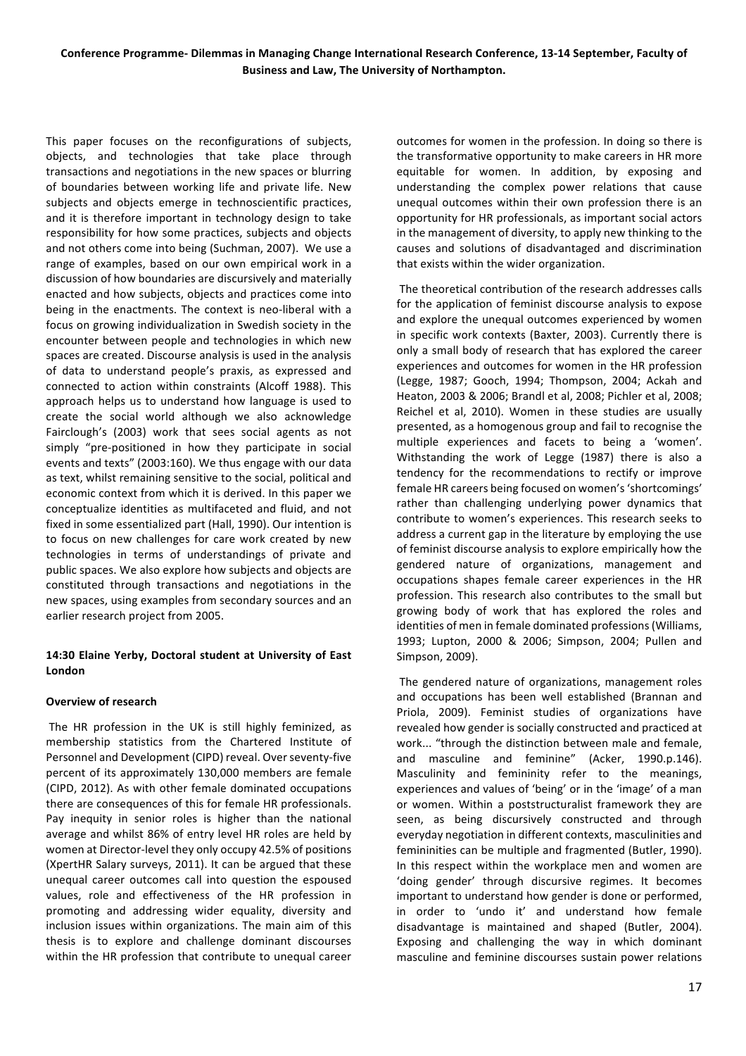This paper focuses on the reconfigurations of subjects, objects, and technologies that take place through transactions and negotiations in the new spaces or blurring of boundaries between working life and private life. New subjects and objects emerge in technoscientific practices, and it is therefore important in technology design to take responsibility for how some practices, subjects and objects and not others come into being (Suchman, 2007). We use a range of examples, based on our own empirical work in a discussion of how boundaries are discursively and materially enacted and how subjects, objects and practices come into being in the enactments. The context is neo-liberal with a focus on growing individualization in Swedish society in the encounter between people and technologies in which new spaces are created. Discourse analysis is used in the analysis of data to understand people's praxis, as expressed and connected to action within constraints (Alcoff 1988). This approach helps us to understand how language is used to create the social world although we also acknowledge Fairclough's (2003) work that sees social agents as not simply "pre-positioned in how they participate in social events and texts" (2003:160). We thus engage with our data as text, whilst remaining sensitive to the social, political and economic context from which it is derived. In this paper we conceptualize identities as multifaceted and fluid, and not fixed in some essentialized part (Hall, 1990). Our intention is to focus on new challenges for care work created by new technologies in terms of understandings of private and public spaces. We also explore how subjects and objects are constituted through transactions and negotiations in the new spaces, using examples from secondary sources and an earlier research project from 2005.

**14:30 Elaine Yerby, Doctoral student at University of East London**

**Overview of research**

The HR profession in the UK is still highly feminized, as membership statistics from the Chartered Institute of Personnel and Development (CIPD) reveal. Over seventy-five percent of its approximately 130,000 members are female (CIPD, 2012). As with other female dominated occupations there are consequences of this for female HR professionals. Pay inequity in senior roles is higher than the national average and whilst 86% of entry level HR roles are held by women at Director-level they only occupy 42.5% of positions (XpertHR Salary surveys, 2011). It can be argued that these unequal career outcomes call into question the espoused values, role and effectiveness of the HR profession in promoting and addressing wider equality, diversity and inclusion issues within organizations. The main aim of this thesis is to explore and challenge dominant discourses within the HR profession that contribute to unequal career outcomes for women in the profession. In doing so there is the transformative opportunity to make careers in HR more equitable for women. In addition, by exposing and understanding the complex power relations that cause unequal outcomes within their own profession there is an opportunity for HR professionals, as important social actors in the management of diversity, to apply new thinking to the causes and solutions of disadvantaged and discrimination that exists within the wider organization.

The theoretical contribution of the research addresses calls for the application of feminist discourse analysis to expose and explore the unequal outcomes experienced by women in specific work contexts (Baxter, 2003). Currently there is only a small body of research that has explored the career experiences and outcomes for women in the HR profession (Legge, 1987; Gooch, 1994; Thompson, 2004; Ackah and Heaton, 2003 & 2006; Brandl et al, 2008; Pichler et al, 2008; Reichel et al, 2010). Women in these studies are usually presented, as a homogenous group and fail to recognise the multiple experiences and facets to being a 'women'. Withstanding the work of Legge (1987) there is also a tendency for the recommendations to rectify or improve female HR careers being focused on women's 'shortcomings' rather than challenging underlying power dynamics that contribute to women's experiences. This research seeks to address a current gap in the literature by employing the use of feminist discourse analysis to explore empirically how the gendered nature of organizations, management and occupations shapes female career experiences in the HR profession. This research also contributes to the small but growing body of work that has explored the roles and identities of men in female dominated professions (Williams, 1993; Lupton, 2000 & 2006; Simpson, 2004; Pullen and Simpson, 2009).

The gendered nature of organizations, management roles and occupations has been well established (Brannan and Priola, 2009). Feminist studies of organizations have revealed how gender is socially constructed and practiced at work... "through the distinction between male and female, and masculine and feminine" (Acker, 1990.p.146). Masculinity and femininity refer to the meanings, experiences and values of 'being' or in the 'image' of a man or women. Within a poststructuralist framework they are seen, as being discursively constructed and through everyday negotiation in different contexts, masculinities and femininities can be multiple and fragmented (Butler, 1990). In this respect within the workplace men and women are 'doing gender' through discursive regimes. It becomes important to understand how gender is done or performed, in order to 'undo it' and understand how female disadvantage is maintained and shaped (Butler, 2004). Exposing and challenging the way in which dominant masculine and feminine discourses sustain power relations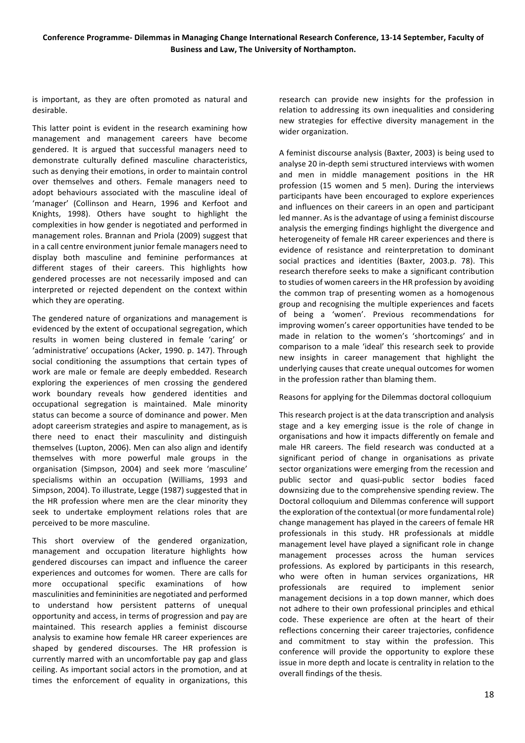is important, as they are often promoted as natural and desirable.

This latter point is evident in the research examining how management and management careers have become gendered. It is argued that successful managers need to demonstrate culturally defined masculine characteristics, such as denying their emotions, in order to maintain control over themselves and others. Female managers need to adopt behaviours associated with the masculine ideal of 'manager' (Collinson and Hearn, 1996 and Kerfoot and Knights, 1998). Others have sought to highlight the complexities in how gender is negotiated and performed in management roles. Brannan and Priola (2009) suggest that in a call centre environment junior female managers need to display both masculine and feminine performances at different stages of their careers. This highlights how gendered processes are not necessarily imposed and can interpreted or rejected dependent on the context within which they are operating.

The gendered nature of organizations and management is evidenced by the extent of occupational segregation, which results in women being clustered in female 'caring' or 'administrative' occupations (Acker, 1990. p. 147). Through social conditioning the assumptions that certain types of work are male or female are deeply embedded. Research exploring the experiences of men crossing the gendered work boundary reveals how gendered identities and occupational segregation is maintained. Male minority status can become a source of dominance and power. Men adopt careerism strategies and aspire to management, as is there need to enact their masculinity and distinguish themselves (Lupton, 2006). Men can also align and identify themselves with more powerful male groups in the organisation (Simpson, 2004) and seek more 'masculine' specialisms within an occupation (Williams, 1993 and Simpson, 2004). To illustrate, Legge (1987) suggested that in the HR profession where men are the clear minority they seek to undertake employment relations roles that are perceived to be more masculine.

This short overview of the gendered organization, management and occupation literature highlights how gendered discourses can impact and influence the career experiences and outcomes for women. There are calls for more occupational specific examinations of how masculinities and femininities are negotiated and performed to understand how persistent patterns of unequal opportunity and access, in terms of progression and pay are maintained. This research applies a feminist discourse analysis to examine how female HR career experiences are shaped by gendered discourses. The HR profession is currently marred with an uncomfortable pay gap and glass ceiling. As important social actors in the promotion, and at times the enforcement of equality in organizations, this research can provide new insights for the profession in relation to addressing its own inequalities and considering new strategies for effective diversity management in the wider organization.

A feminist discourse analysis (Baxter, 2003) is being used to analyse 20 in-depth semi structured interviews with women and men in middle management positions in the HR profession (15 women and 5 men). During the interviews participants have been encouraged to explore experiences and influences on their careers in an open and participant led manner. As is the advantage of using a feminist discourse analysis the emerging findings highlight the divergence and heterogeneity of female HR career experiences and there is evidence of resistance and reinterpretation to dominant social practices and identities (Baxter, 2003.p. 78). This research therefore seeks to make a significant contribution to studies of women careers in the HR profession by avoiding the common trap of presenting women as a homogenous group and recognising the multiple experiences and facets of being a 'women'. Previous recommendations for improving women's career opportunities have tended to be made in relation to the women's 'shortcomings' and in comparison to a male 'ideal' this research seek to provide new insights in career management that highlight the underlying causes that create unequal outcomes for women in the profession rather than blaming them.

Reasons for applying for the Dilemmas doctoral colloquium

This research project is at the data transcription and analysis stage and a key emerging issue is the role of change in organisations and how it impacts differently on female and male HR careers. The field research was conducted at a significant period of change in organisations as private sector organizations were emerging from the recession and public sector and quasi-public sector bodies faced downsizing due to the comprehensive spending review. The Doctoral colloquium and Dilemmas conference will support the exploration of the contextual (or more fundamental role) change management has played in the careers of female HR professionals in this study. HR professionals at middle management level have played a significant role in change management processes across the human services professions. As explored by participants in this research, who were often in human services organizations, HR professionals are required to implement senior management decisions in a top down manner, which does not adhere to their own professional principles and ethical code. These experience are often at the heart of their reflections concerning their career trajectories, confidence and commitment to stay within the profession. This conference will provide the opportunity to explore these issue in more depth and locate is centrality in relation to the overall findings of the thesis.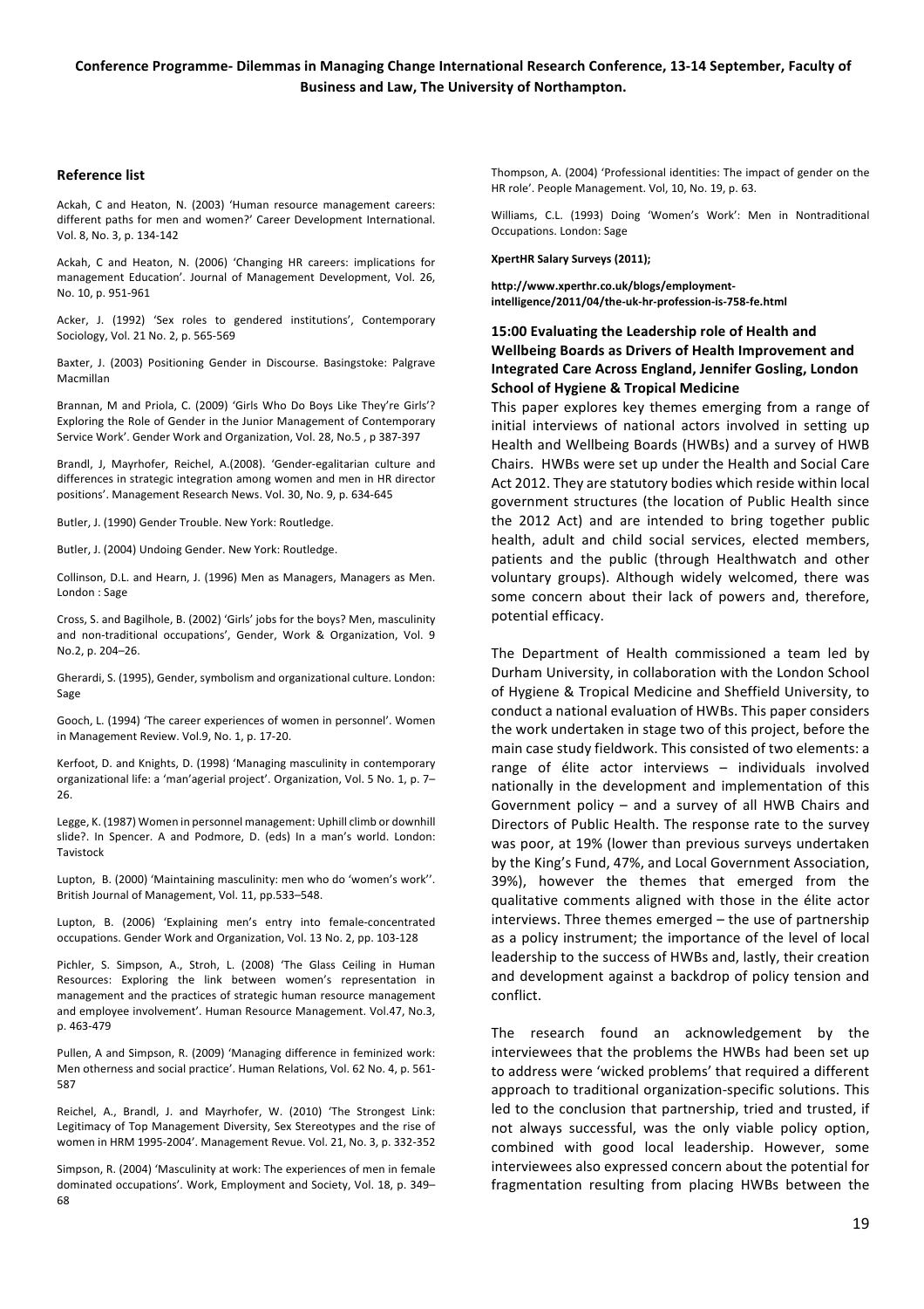### Reference list

Ackah, C and Heaton, N. (2003) 'Human resource management careers: different paths for men and women?' Career Development International. Vol. 8, No. 3, p. 134-142

Ackah, C and Heaton, N. (2006) 'Changing HR careers: implications for management Education'. Journal of Management Development, Vol. 26, No. 10, p. 951-961

Acker, J. (1992) 'Sex roles to gendered institutions', Contemporary Sociology, Vol. 21 No. 2, p. 565-569

Baxter, J. (2003) Positioning Gender in Discourse. Basingstoke: Palgrave Macmillan

Brannan, M and Priola, C. (2009) 'Girls Who Do Boys Like They're Girls'? Exploring the Role of Gender in the Junior Management of Contemporary Service Work'. Gender Work and Organization, Vol. 28, No.5 , p 387-397

Brandl, J, Mayrhofer, Reichel, A.(2008). 'Gender-egalitarian culture and differences in strategic integration among women and men in HR director positions'. Management Research News. Vol. 30, No. 9, p. 634-645

Butler, J. (1990) Gender Trouble. New York: Routledge.

Butler, J. (2004) Undoing Gender. New York: Routledge.

Collinson, D.L. and Hearn, J. (1996) Men as Managers, Managers as Men. London : Sage

Cross, S. and Bagilhole, B. (2002) 'Girls' jobs for the boys? Men, masculinity and non-traditional occupations', Gender, Work & Organization, Vol. 9 No.2, p. 204–26.

Gherardi, S. (1995), Gender, symbolism and organizational culture. London: Sage

Gooch, L. (1994) 'The career experiences of women in personnel'. Women in Management Review. Vol.9, No. 1, p. 17-20.

Kerfoot, D. and Knights, D. (1998) 'Managing masculinity in contemporary organizational life: a 'man'agerial project'. Organization, Vol. 5 No. 1, p. 7–26.

Legge, K. (1987) Women in personnel management: Uphill climb or downhill slide?. In Spencer. A and Podmore, D. (eds) In a man's world. London: Tavistock

Lupton, B. (2000) 'Maintaining masculinity: men who do 'women's work''. British Journal of Management, Vol. 11, pp.533–548.

Lupton, B. (2006) 'Explaining men's entry into female-concentrated occupations. Gender Work and Organization, Vol. 13 No. 2, pp. 103-128

Pichler, S. Simpson, A., Stroh, L. (2008) 'The Glass Ceiling in Human Resources: Exploring the link between women's representation in management and the practices of strategic human resource management and employee involvement'. Human Resource Management. Vol.47, No.3, p. 463-479

Pullen, A and Simpson, R. (2009) 'Managing difference in feminized work: Men otherness and social practice'. Human Relations, Vol. 62 No. 4, p. 561-587

Reichel, A., Brandl, J. and Mayrhofer, W. (2010) 'The Strongest Link: Legitimacy of Top Management Diversity, Sex Stereotypes and the rise of women in HRM 1995-2004'. Management Revue. Vol. 21, No. 3, p. 332-352

Simpson, R. (2004) 'Masculinity at work: The experiences of men in female dominated occupations'. Work, Employment and Society, Vol. 18, p. 349–68

Thompson, A. (2004) 'Professional identities: The impact of gender on the HR role'. People Management. Vol, 10, No. 19, p. 63.

Williams, C.L. (1993) Doing 'Women's Work': Men in Nontraditional Occupations. London: Sage

**XpertHR Salary Surveys (2011);**

**http://www.xperthr.co.uk/blogs/employment-intelligence/2011/04/the-uk-hr-profession-is-758-fe.html**

### 15:00 Evaluating the Leadership role of Health and Wellbeing Boards as Drivers of Health Improvement and Integrated Care Across England, Jennifer Gosling, London School of Hygiene & Tropical Medicine

This paper explores key themes emerging from a range of initial interviews of national actors involved in setting up Health and Wellbeing Boards (HWBs) and a survey of HWB Chairs. HWBs were set up under the Health and Social Care Act 2012. They are statutory bodies which reside within local government structures (the location of Public Health since the 2012 Act) and are intended to bring together public health, adult and child social services, elected members, patients and the public (through Healthwatch and other voluntary groups). Although widely welcomed, there was some concern about their lack of powers and, therefore, potential efficacy.

The Department of Health commissioned a team led by Durham University, in collaboration with the London School of Hygiene & Tropical Medicine and Sheffield University, to conduct a national evaluation of HWBs. This paper considers the work undertaken in stage two of this project, before the main case study fieldwork. This consisted of two elements: a range of élite actor interviews – individuals involved nationally in the development and implementation of this Government policy – and a survey of all HWB Chairs and Directors of Public Health. The response rate to the survey was poor, at 19% (lower than previous surveys undertaken by the King's Fund, 47%, and Local Government Association, 39%), however the themes that emerged from the qualitative comments aligned with those in the élite actor interviews. Three themes emerged – the use of partnership as a policy instrument; the importance of the level of local leadership to the success of HWBs and, lastly, their creation and development against a backdrop of policy tension and conflict.

The research found an acknowledgement by the interviewees that the problems the HWBs had been set up to address were 'wicked problems' that required a different approach to traditional organization-specific solutions. This led to the conclusion that partnership, tried and trusted, if not always successful, was the only viable policy option, combined with good local leadership. However, some interviewees also expressed concern about the potential for fragmentation resulting from placing HWBs between the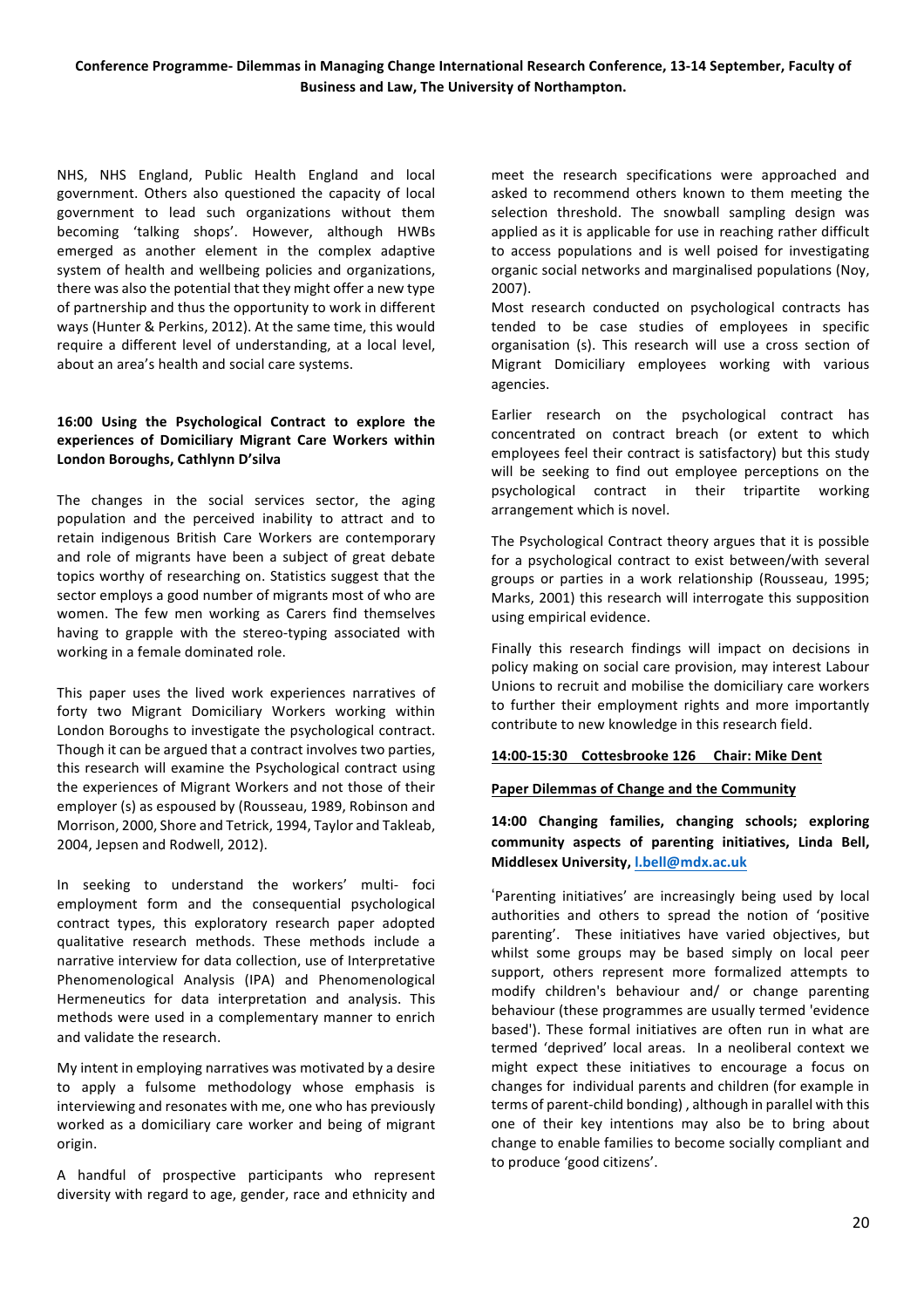NHS, NHS England, Public Health England and local government. Others also questioned the capacity of local government to lead such organizations without them becoming 'talking shops'. However, although HWBs emerged as another element in the complex adaptive system of health and wellbeing policies and organizations, there was also the potential that they might offer a new type of partnership and thus the opportunity to work in different ways (Hunter & Perkins, 2012). At the same time, this would require a different level of understanding, at a local level, about an area's health and social care systems.

**16:00 Using the Psychological Contract to explore the experiences of Domiciliary Migrant Care Workers within London Boroughs, Cathlynn D'silva**

The changes in the social services sector, the aging population and the perceived inability to attract and to retain indigenous British Care Workers are contemporary and role of migrants have been a subject of great debate topics worthy of researching on. Statistics suggest that the sector employs a good number of migrants most of who are women. The few men working as Carers find themselves having to grapple with the stereo-typing associated with working in a female dominated role.

This paper uses the lived work experiences narratives of forty two Migrant Domiciliary Workers working within London Boroughs to investigate the psychological contract. Though it can be argued that a contract involves two parties, this research will examine the Psychological contract using the experiences of Migrant Workers and not those of their employer (s) as espoused by (Rousseau, 1989, Robinson and Morrison, 2000, Shore and Tetrick, 1994, Taylor and Takleab, 2004, Jepsen and Rodwell, 2012).

In seeking to understand the workers' multi- foci employment form and the consequential psychological contract types, this exploratory research paper adopted qualitative research methods. These methods include a narrative interview for data collection, use of Interpretative Phenomenological Analysis (IPA) and Phenomenological Hermeneutics for data interpretation and analysis. This methods were used in a complementary manner to enrich and validate the research.

My intent in employing narratives was motivated by a desire to apply a fulsome methodology whose emphasis is interviewing and resonates with me, one who has previously worked as a domiciliary care worker and being of migrant origin.

A handful of prospective participants who represent diversity with regard to age, gender, race and ethnicity and meet the research specifications were approached and asked to recommend others known to them meeting the selection threshold. The snowball sampling design was applied as it is applicable for use in reaching rather difficult to access populations and is well poised for investigating organic social networks and marginalised populations (Noy, 2007).

Most research conducted on psychological contracts has tended to be case studies of employees in specific organisation (s). This research will use a cross section of Migrant Domiciliary employees working with various agencies.

Earlier research on the psychological contract has concentrated on contract breach (or extent to which employees feel their contract is satisfactory) but this study will be seeking to find out employee perceptions on the psychological contract in their tripartite working arrangement which is novel.

The Psychological Contract theory argues that it is possible for a psychological contract to exist between/with several groups or parties in a work relationship (Rousseau, 1995; Marks, 2001) this research will interrogate this supposition using empirical evidence.

Finally this research findings will impact on decisions in policy making on social care provision, may interest Labour Unions to recruit and mobilise the domiciliary care workers to further their employment rights and more importantly contribute to new knowledge in this research field.

**14:00-15:30 Cottesbrooke 126 Chair: Mike Dent**

**Paper Dilemmas of Change and the Community**

**14:00 Changing families, changing schools; exploring community aspects of parenting initiatives, Linda Bell, Middlesex University, l.bell@mdx.ac.uk**

'Parenting initiatives' are increasingly being used by local authorities and others to spread the notion of 'positive parenting'. These initiatives have varied objectives, but whilst some groups may be based simply on local peer support, others represent more formalized attempts to modify children's behaviour and/ or change parenting behaviour (these programmes are usually termed 'evidence based'). These formal initiatives are often run in what are termed 'deprived' local areas. In a neoliberal context we might expect these initiatives to encourage a focus on changes for individual parents and children (for example in terms of parent-child bonding) , although in parallel with this one of their key intentions may also be to bring about change to enable families to become socially compliant and to produce 'good citizens'.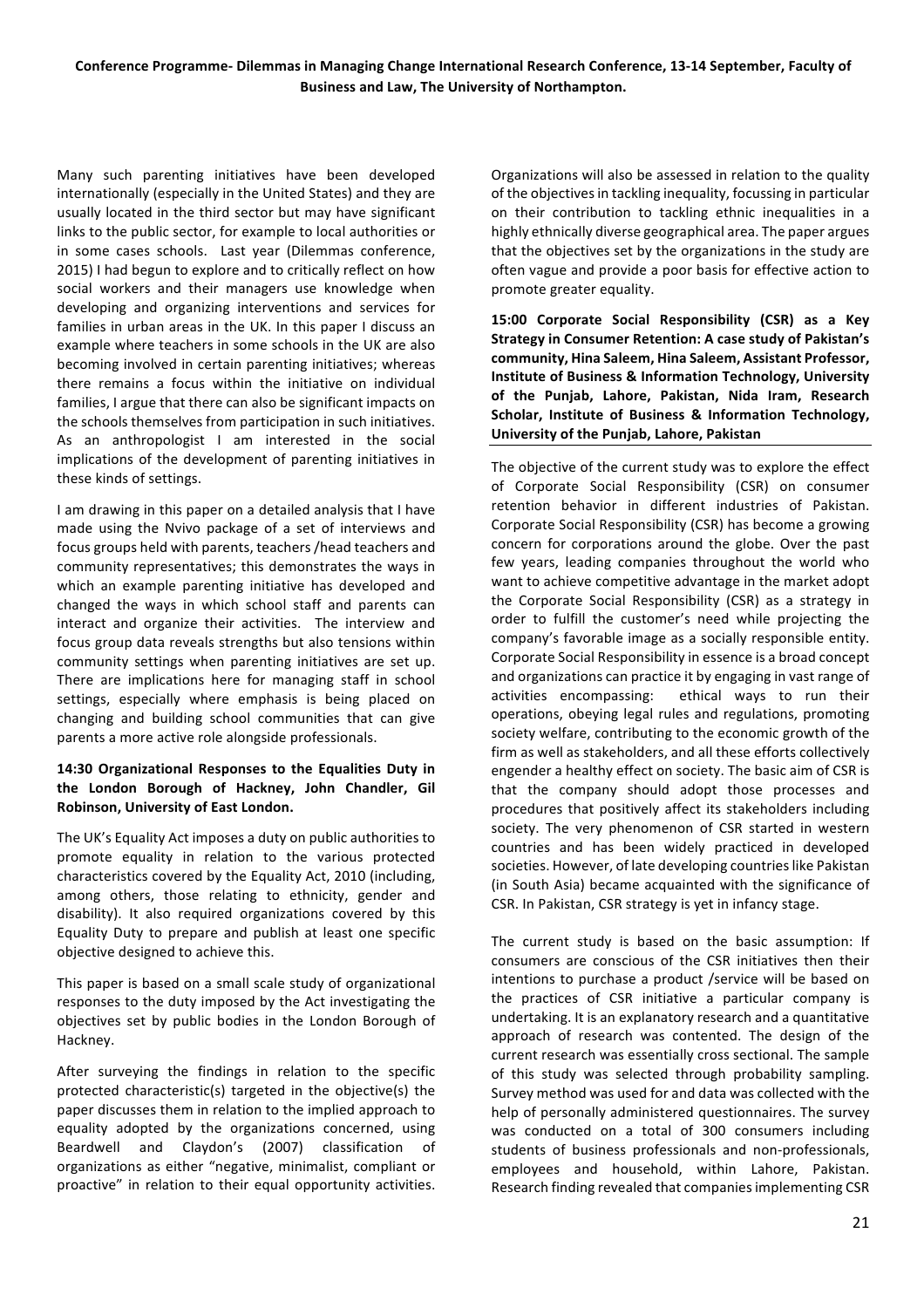Many such parenting initiatives have been developed internationally (especially in the United States) and they are usually located in the third sector but may have significant links to the public sector, for example to local authorities or in some cases schools. Last year (Dilemmas conference, 2015) I had begun to explore and to critically reflect on how social workers and their managers use knowledge when developing and organizing interventions and services for families in urban areas in the UK. In this paper I discuss an example where teachers in some schools in the UK are also becoming involved in certain parenting initiatives; whereas there remains a focus within the initiative on individual families, I argue that there can also be significant impacts on the schools themselves from participation in such initiatives. As an anthropologist I am interested in the social implications of the development of parenting initiatives in these kinds of settings.

I am drawing in this paper on a detailed analysis that I have made using the Nvivo package of a set of interviews and focus groups held with parents, teachers /head teachers and community representatives; this demonstrates the ways in which an example parenting initiative has developed and changed the ways in which school staff and parents can interact and organize their activities. The interview and focus group data reveals strengths but also tensions within community settings when parenting initiatives are set up. There are implications here for managing staff in school settings, especially where emphasis is being placed on changing and building school communities that can give parents a more active role alongside professionals.

**14:30 Organizational Responses to the Equalities Duty in the London Borough of Hackney, John Chandler, Gil Robinson, University of East London.**

The UK's Equality Act imposes a duty on public authorities to promote equality in relation to the various protected characteristics covered by the Equality Act, 2010 (including, among others, those relating to ethnicity, gender and disability). It also required organizations covered by this Equality Duty to prepare and publish at least one specific objective designed to achieve this.

This paper is based on a small scale study of organizational responses to the duty imposed by the Act investigating the objectives set by public bodies in the London Borough of Hackney.

After surveying the findings in relation to the specific protected characteristic(s) targeted in the objective(s) the paper discusses them in relation to the implied approach to equality adopted by the organizations concerned, using Beardwell and Claydon's (2007) classification of organizations as either "negative, minimalist, compliant or proactive" in relation to their equal opportunity activities. Organizations will also be assessed in relation to the quality of the objectives in tackling inequality, focussing in particular on their contribution to tackling ethnic inequalities in a highly ethnically diverse geographical area. The paper argues that the objectives set by the organizations in the study are often vague and provide a poor basis for effective action to promote greater equality.

**15:00 Corporate Social Responsibility (CSR) as a Key Strategy in Consumer Retention: A case study of Pakistan's community, Hina Saleem, Hina Saleem, Assistant Professor, Institute of Business & Information Technology, University of the Punjab, Lahore, Pakistan, Nida Iram, Research Scholar, Institute of Business & Information Technology, University of the Punjab, Lahore, Pakistan**

The objective of the current study was to explore the effect of Corporate Social Responsibility (CSR) on consumer retention behavior in different industries of Pakistan. Corporate Social Responsibility (CSR) has become a growing concern for corporations around the globe. Over the past few years, leading companies throughout the world who want to achieve competitive advantage in the market adopt the Corporate Social Responsibility (CSR) as a strategy in order to fulfill the customer's need while projecting the company's favorable image as a socially responsible entity. Corporate Social Responsibility in essence is a broad concept and organizations can practice it by engaging in vast range of activities encompassing: ethical ways to run their operations, obeying legal rules and regulations, promoting society welfare, contributing to the economic growth of the firm as well as stakeholders, and all these efforts collectively engender a healthy effect on society. The basic aim of CSR is that the company should adopt those processes and procedures that positively affect its stakeholders including society. The very phenomenon of CSR started in western countries and has been widely practiced in developed societies. However, of late developing countries like Pakistan (in South Asia) became acquainted with the significance of CSR. In Pakistan, CSR strategy is yet in infancy stage.

The current study is based on the basic assumption: If consumers are conscious of the CSR initiatives then their intentions to purchase a product /service will be based on the practices of CSR initiative a particular company is undertaking. It is an explanatory research and a quantitative approach of research was contented. The design of the current research was essentially cross sectional. The sample of this study was selected through probability sampling. Survey method was used for and data was collected with the help of personally administered questionnaires. The survey was conducted on a total of 300 consumers including students of business professionals and non-professionals, employees and household, within Lahore, Pakistan. Research finding revealed that companies implementing CSR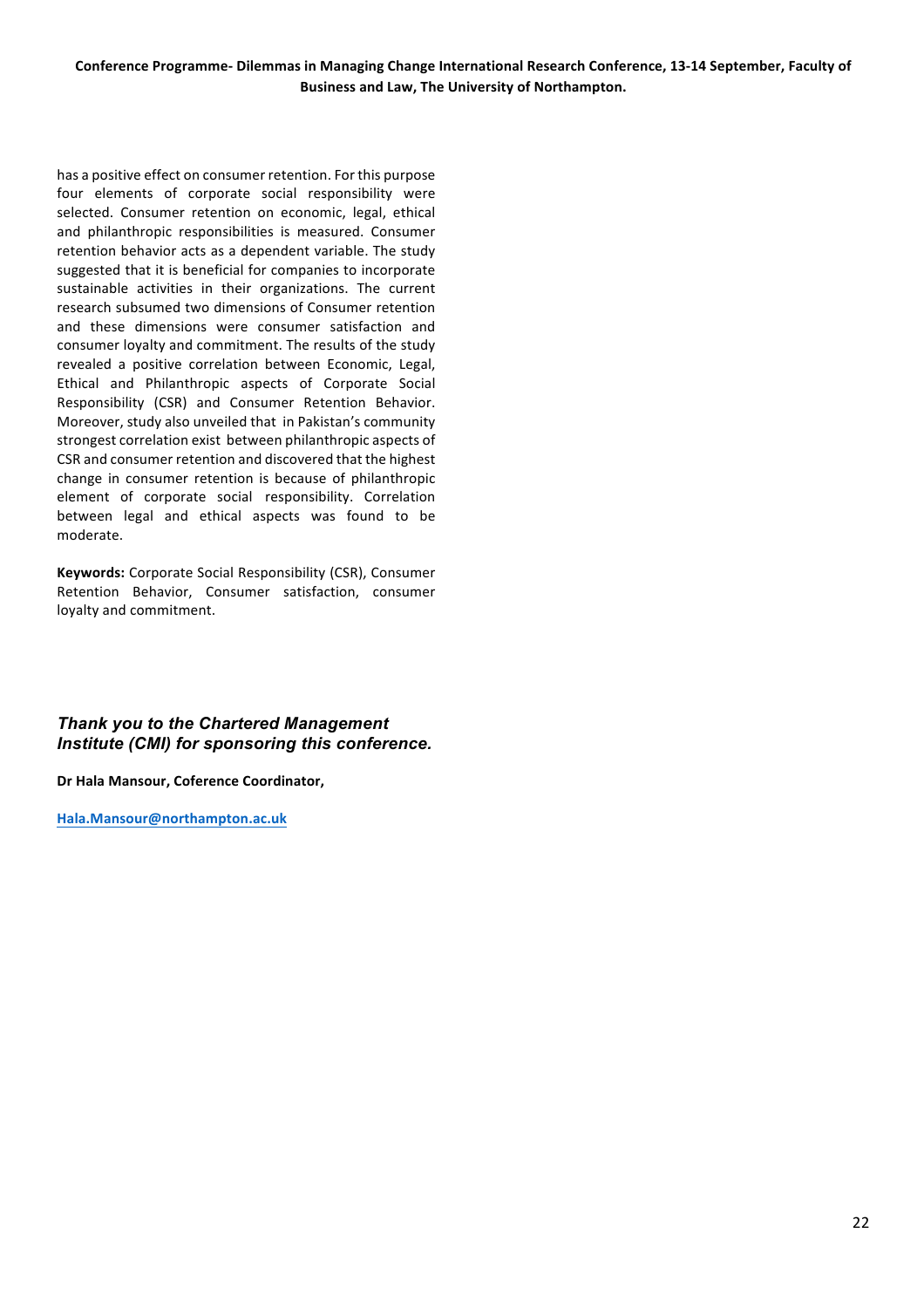has a positive effect on consumer retention. For this purpose four elements of corporate social responsibility were selected. Consumer retention on economic, legal, ethical and philanthropic responsibilities is measured. Consumer retention behavior acts as a dependent variable. The study suggested that it is beneficial for companies to incorporate sustainable activities in their organizations. The current research subsumed two dimensions of Consumer retention and these dimensions were consumer satisfaction and consumer loyalty and commitment. The results of the study revealed a positive correlation between Economic, Legal, Ethical and Philanthropic aspects of Corporate Social Responsibility (CSR) and Consumer Retention Behavior. Moreover, study also unveiled that in Pakistan's community strongest correlation exist between philanthropic aspects of CSR and consumer retention and discovered that the highest change in consumer retention is because of philanthropic element of corporate social responsibility. Correlation between legal and ethical aspects was found to be moderate.

**Keywords:** Corporate Social Responsibility (CSR), Consumer Retention Behavior, Consumer satisfaction, consumer loyalty and commitment.

***Thank you to the Chartered Management Institute (CMI) for sponsoring this conference.***

**Dr Hala Mansour, Coference Coordinator,**

**Hala.Mansour@northampton.ac.uk**